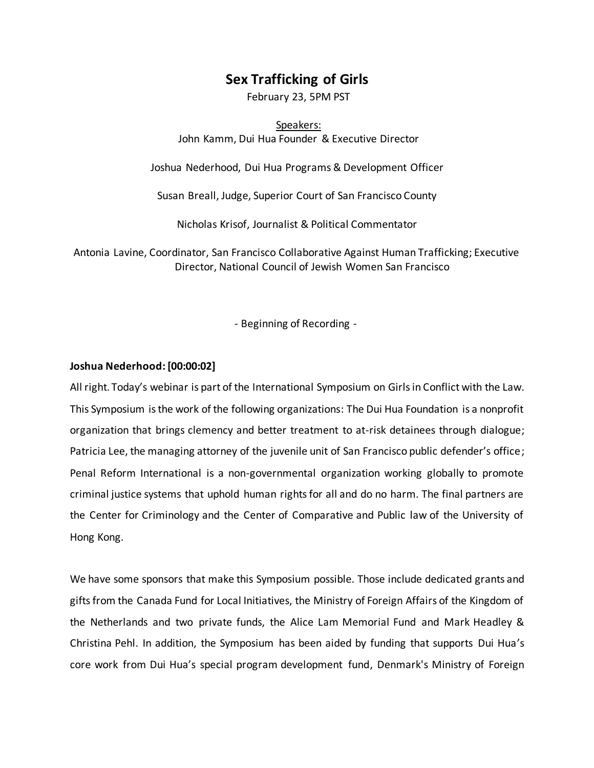# Sex Trafficking of Girls

February 23, 5PM PST

Speakers:

John Kamm, Dui Hua Founder & Executive Director

Joshua Nederhood, Dui Hua Programs & Development Officer

Susan Breall, Judge, Superior Court of San Francisco County

Nicholas Krisof, Journalist & Political Commentator

Antonia Lavine, Coordinator, San Francisco Collaborative Against Human Trafficking; Executive Director, National Council of Jewish Women San Francisco

\- Beginning of Recording -

**Joshua Nederhood: [00:00:02]**

All right. Today's webinar is part of the International Symposium on Girls in Conflict with the Law. This Symposium is the work of the following organizations: The Dui Hua Foundation is a nonprofit organization that brings clemency and better treatment to at-risk detainees through dialogue; Patricia Lee, the managing attorney of the juvenile unit of San Francisco public defender's office; Penal Reform International is a non-governmental organization working globally to promote criminal justice systems that uphold human rights for all and do no harm. The final partners are the Center for Criminology and the Center of Comparative and Public law of the University of Hong Kong.

We have some sponsors that make this Symposium possible. Those include dedicated grants and gifts from the Canada Fund for Local Initiatives, the Ministry of Foreign Affairs of the Kingdom of the Netherlands and two private funds, the Alice Lam Memorial Fund and Mark Headley & Christina Pehl. In addition, the Symposium has been aided by funding that supports Dui Hua's core work from Dui Hua's special program development fund, Denmark's Ministry of Foreign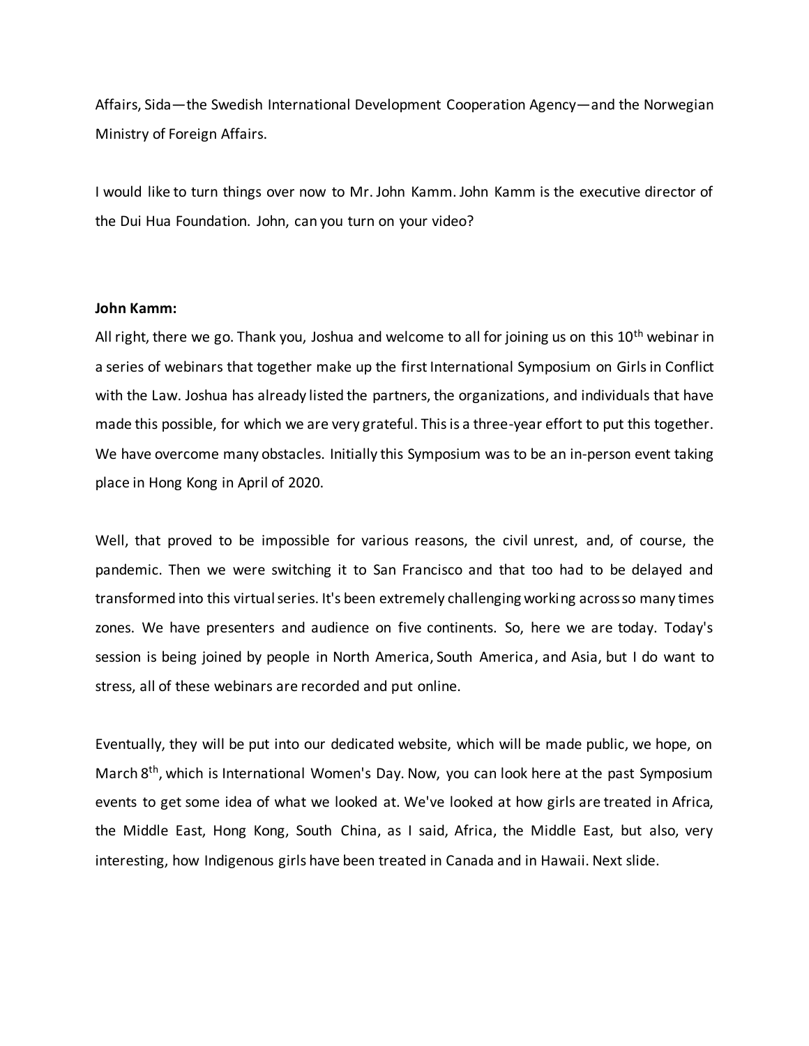Affairs, Sida—the Swedish International Development Cooperation Agency—and the Norwegian Ministry of Foreign Affairs.

I would like to turn things over now to Mr. John Kamm. John Kamm is the executive director of the Dui Hua Foundation. John, can you turn on your video?

**John Kamm:**

All right, there we go. Thank you, Joshua and welcome to all for joining us on this 10th webinar in a series of webinars that together make up the first International Symposium on Girls in Conflict with the Law. Joshua has already listed the partners, the organizations, and individuals that have made this possible, for which we are very grateful. This is a three-year effort to put this together. We have overcome many obstacles. Initially this Symposium was to be an in-person event taking place in Hong Kong in April of 2020.

Well, that proved to be impossible for various reasons, the civil unrest, and, of course, the pandemic. Then we were switching it to San Francisco and that too had to be delayed and transformed into this virtual series. It's been extremely challenging working across so many times zones. We have presenters and audience on five continents. So, here we are today. Today's session is being joined by people in North America, South America, and Asia, but I do want to stress, all of these webinars are recorded and put online.

Eventually, they will be put into our dedicated website, which will be made public, we hope, on March 8th, which is International Women's Day. Now, you can look here at the past Symposium events to get some idea of what we looked at. We've looked at how girls are treated in Africa, the Middle East, Hong Kong, South China, as I said, Africa, the Middle East, but also, very interesting, how Indigenous girls have been treated in Canada and in Hawaii. Next slide.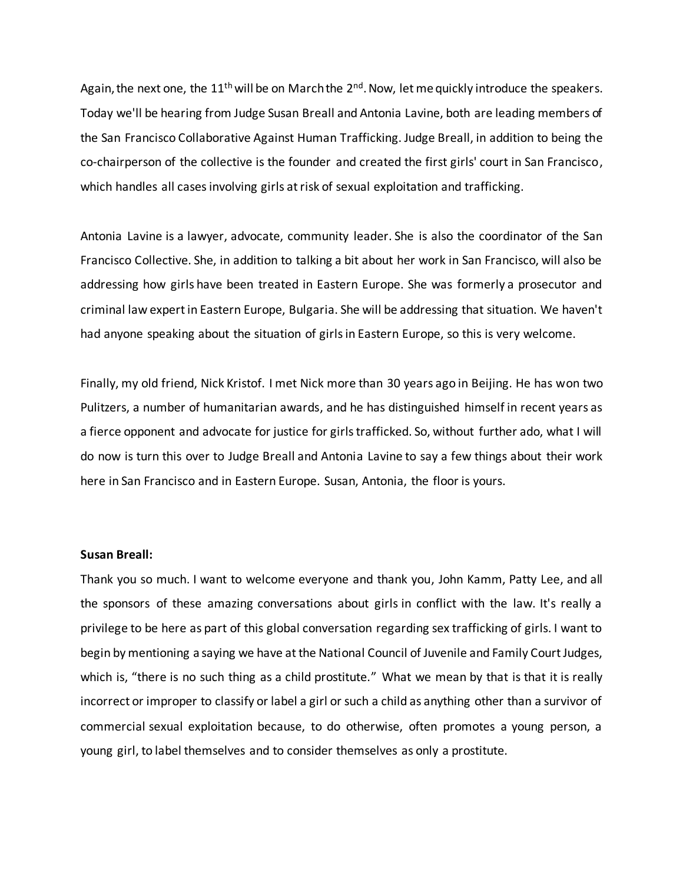Again, the next one, the 11th will be on March the 2nd. Now, let me quickly introduce the speakers. Today we'll be hearing from Judge Susan Breall and Antonia Lavine, both are leading members of the San Francisco Collaborative Against Human Trafficking. Judge Breall, in addition to being the co-chairperson of the collective is the founder and created the first girls' court in San Francisco, which handles all cases involving girls at risk of sexual exploitation and trafficking.

Antonia Lavine is a lawyer, advocate, community leader. She is also the coordinator of the San Francisco Collective. She, in addition to talking a bit about her work in San Francisco, will also be addressing how girls have been treated in Eastern Europe. She was formerly a prosecutor and criminal law expert in Eastern Europe, Bulgaria. She will be addressing that situation. We haven't had anyone speaking about the situation of girls in Eastern Europe, so this is very welcome.

Finally, my old friend, Nick Kristof. I met Nick more than 30 years ago in Beijing. He has won two Pulitzers, a number of humanitarian awards, and he has distinguished himself in recent years as a fierce opponent and advocate for justice for girls trafficked. So, without further ado, what I will do now is turn this over to Judge Breall and Antonia Lavine to say a few things about their work here in San Francisco and in Eastern Europe. Susan, Antonia, the floor is yours.

**Susan Breall:**

Thank you so much. I want to welcome everyone and thank you, John Kamm, Patty Lee, and all the sponsors of these amazing conversations about girls in conflict with the law. It's really a privilege to be here as part of this global conversation regarding sex trafficking of girls. I want to begin by mentioning a saying we have at the National Council of Juvenile and Family Court Judges, which is, "there is no such thing as a child prostitute." What we mean by that is that it is really incorrect or improper to classify or label a girl or such a child as anything other than a survivor of commercial sexual exploitation because, to do otherwise, often promotes a young person, a young girl, to label themselves and to consider themselves as only a prostitute.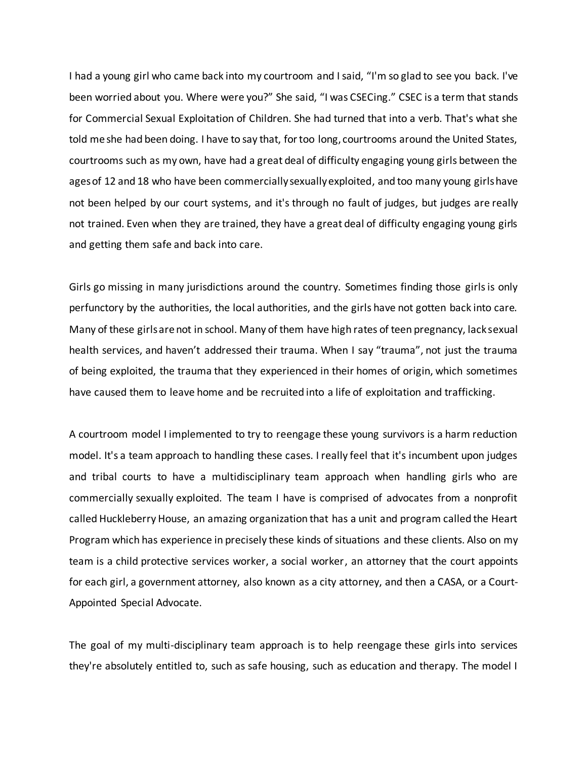I had a young girl who came back into my courtroom and I said, "I'm so glad to see you back. I've been worried about you. Where were you?" She said, "I was CSECing." CSEC is a term that stands for Commercial Sexual Exploitation of Children. She had turned that into a verb. That's what she told me she had been doing. I have to say that, for too long, courtrooms around the United States, courtrooms such as my own, have had a great deal of difficulty engaging young girls between the ages of 12 and 18 who have been commercially sexually exploited, and too many young girls have not been helped by our court systems, and it's through no fault of judges, but judges are really not trained. Even when they are trained, they have a great deal of difficulty engaging young girls and getting them safe and back into care.

Girls go missing in many jurisdictions around the country. Sometimes finding those girls is only perfunctory by the authorities, the local authorities, and the girls have not gotten back into care. Many of these girls are not in school. Many of them have high rates of teen pregnancy, lack sexual health services, and haven't addressed their trauma. When I say "trauma", not just the trauma of being exploited, the trauma that they experienced in their homes of origin, which sometimes have caused them to leave home and be recruited into a life of exploitation and trafficking.

A courtroom model I implemented to try to reengage these young survivors is a harm reduction model. It's a team approach to handling these cases. I really feel that it's incumbent upon judges and tribal courts to have a multidisciplinary team approach when handling girls who are commercially sexually exploited. The team I have is comprised of advocates from a nonprofit called Huckleberry House, an amazing organization that has a unit and program called the Heart Program which has experience in precisely these kinds of situations and these clients. Also on my team is a child protective services worker, a social worker, an attorney that the court appoints for each girl, a government attorney, also known as a city attorney, and then a CASA, or a Court-Appointed Special Advocate.

The goal of my multi-disciplinary team approach is to help reengage these girls into services they're absolutely entitled to, such as safe housing, such as education and therapy. The model I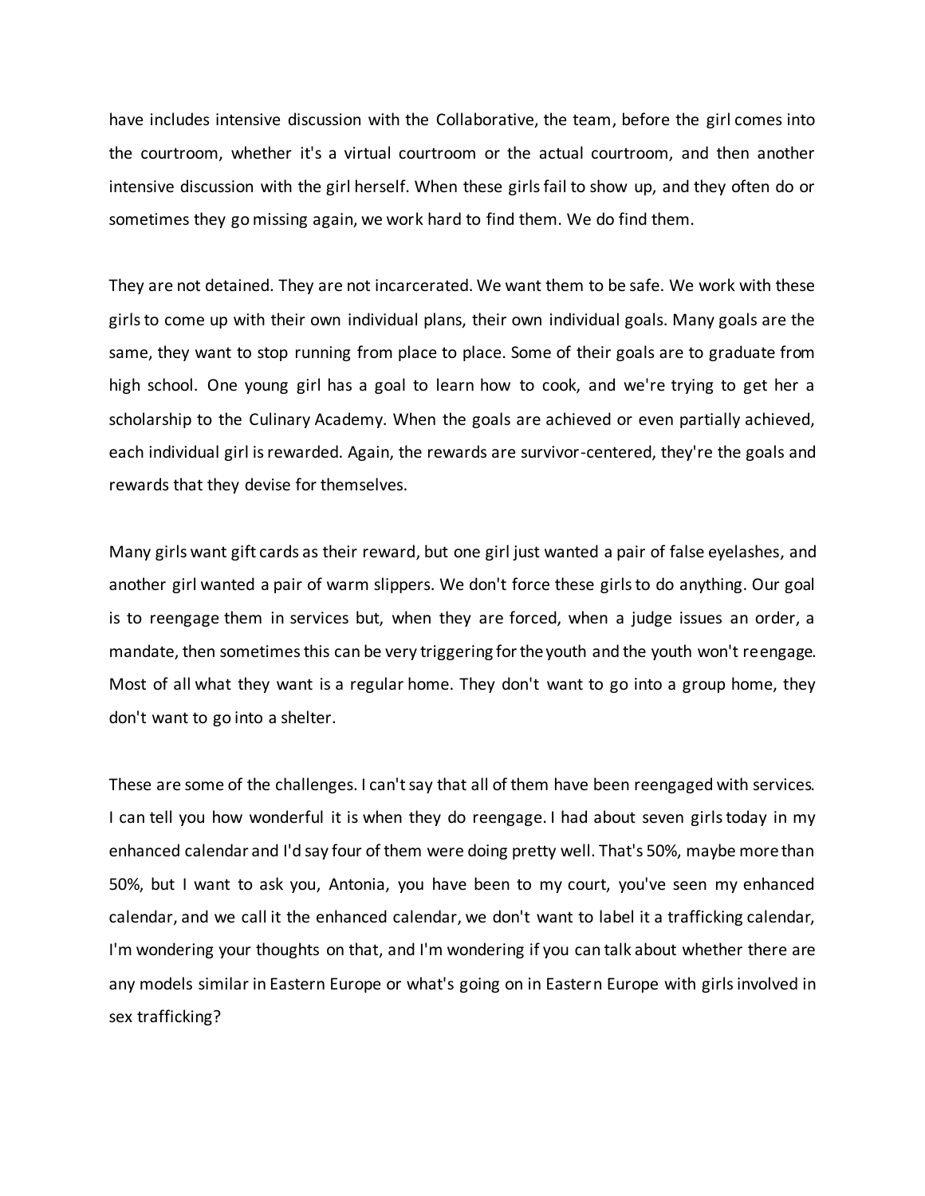have includes intensive discussion with the Collaborative, the team, before the girl comes into the courtroom, whether it's a virtual courtroom or the actual courtroom, and then another intensive discussion with the girl herself. When these girls fail to show up, and they often do or sometimes they go missing again, we work hard to find them. We do find them.

They are not detained. They are not incarcerated. We want them to be safe. We work with these girls to come up with their own individual plans, their own individual goals. Many goals are the same, they want to stop running from place to place. Some of their goals are to graduate from high school. One young girl has a goal to learn how to cook, and we're trying to get her a scholarship to the Culinary Academy. When the goals are achieved or even partially achieved, each individual girl is rewarded. Again, the rewards are survivor-centered, they're the goals and rewards that they devise for themselves.

Many girls want gift cards as their reward, but one girl just wanted a pair of false eyelashes, and another girl wanted a pair of warm slippers. We don't force these girls to do anything. Our goal is to reengage them in services but, when they are forced, when a judge issues an order, a mandate, then sometimes this can be very triggering for the youth and the youth won't reengage. Most of all what they want is a regular home. They don't want to go into a group home, they don't want to go into a shelter.

These are some of the challenges. I can't say that all of them have been reengaged with services. I can tell you how wonderful it is when they do reengage. I had about seven girls today in my enhanced calendar and I'd say four of them were doing pretty well. That's 50%, maybe more than 50%, but I want to ask you, Antonia, you have been to my court, you've seen my enhanced calendar, and we call it the enhanced calendar, we don't want to label it a trafficking calendar, I'm wondering your thoughts on that, and I'm wondering if you can talk about whether there are any models similar in Eastern Europe or what's going on in Eastern Europe with girls involved in sex trafficking?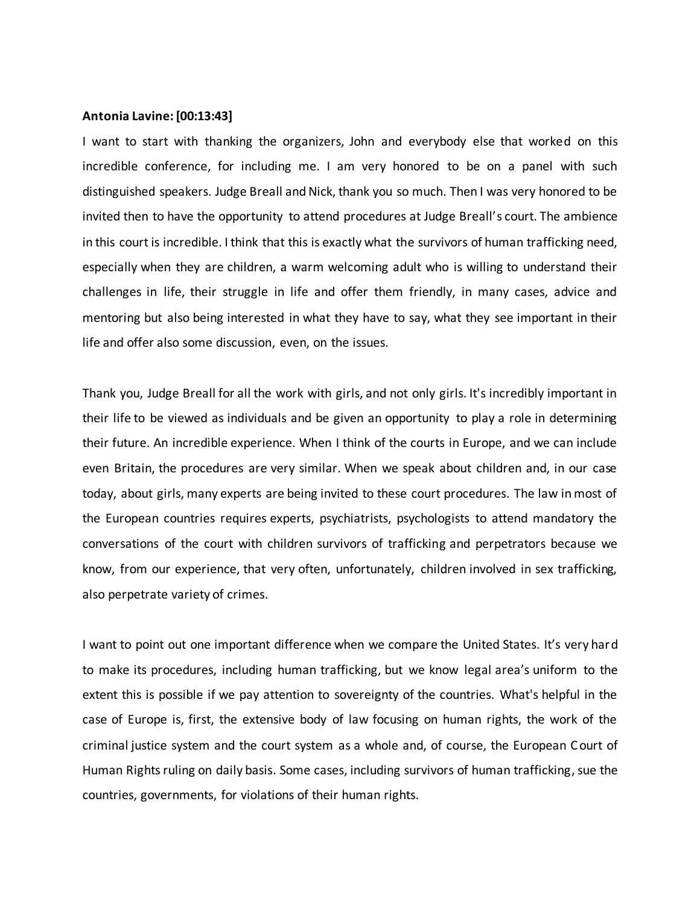**Antonia Lavine: [00:13:43]**

I want to start with thanking the organizers, John and everybody else that worked on this incredible conference, for including me. I am very honored to be on a panel with such distinguished speakers. Judge Breall and Nick, thank you so much. Then I was very honored to be invited then to have the opportunity to attend procedures at Judge Breall's court. The ambience in this court is incredible. I think that this is exactly what the survivors of human trafficking need, especially when they are children, a warm welcoming adult who is willing to understand their challenges in life, their struggle in life and offer them friendly, in many cases, advice and mentoring but also being interested in what they have to say, what they see important in their life and offer also some discussion, even, on the issues.

Thank you, Judge Breall for all the work with girls, and not only girls. It's incredibly important in their life to be viewed as individuals and be given an opportunity to play a role in determining their future. An incredible experience. When I think of the courts in Europe, and we can include even Britain, the procedures are very similar. When we speak about children and, in our case today, about girls, many experts are being invited to these court procedures. The law in most of the European countries requires experts, psychiatrists, psychologists to attend mandatory the conversations of the court with children survivors of trafficking and perpetrators because we know, from our experience, that very often, unfortunately, children involved in sex trafficking, also perpetrate variety of crimes.

I want to point out one important difference when we compare the United States. It's very hard to make its procedures, including human trafficking, but we know legal area's uniform to the extent this is possible if we pay attention to sovereignty of the countries. What's helpful in the case of Europe is, first, the extensive body of law focusing on human rights, the work of the criminal justice system and the court system as a whole and, of course, the European Court of Human Rights ruling on daily basis. Some cases, including survivors of human trafficking, sue the countries, governments, for violations of their human rights.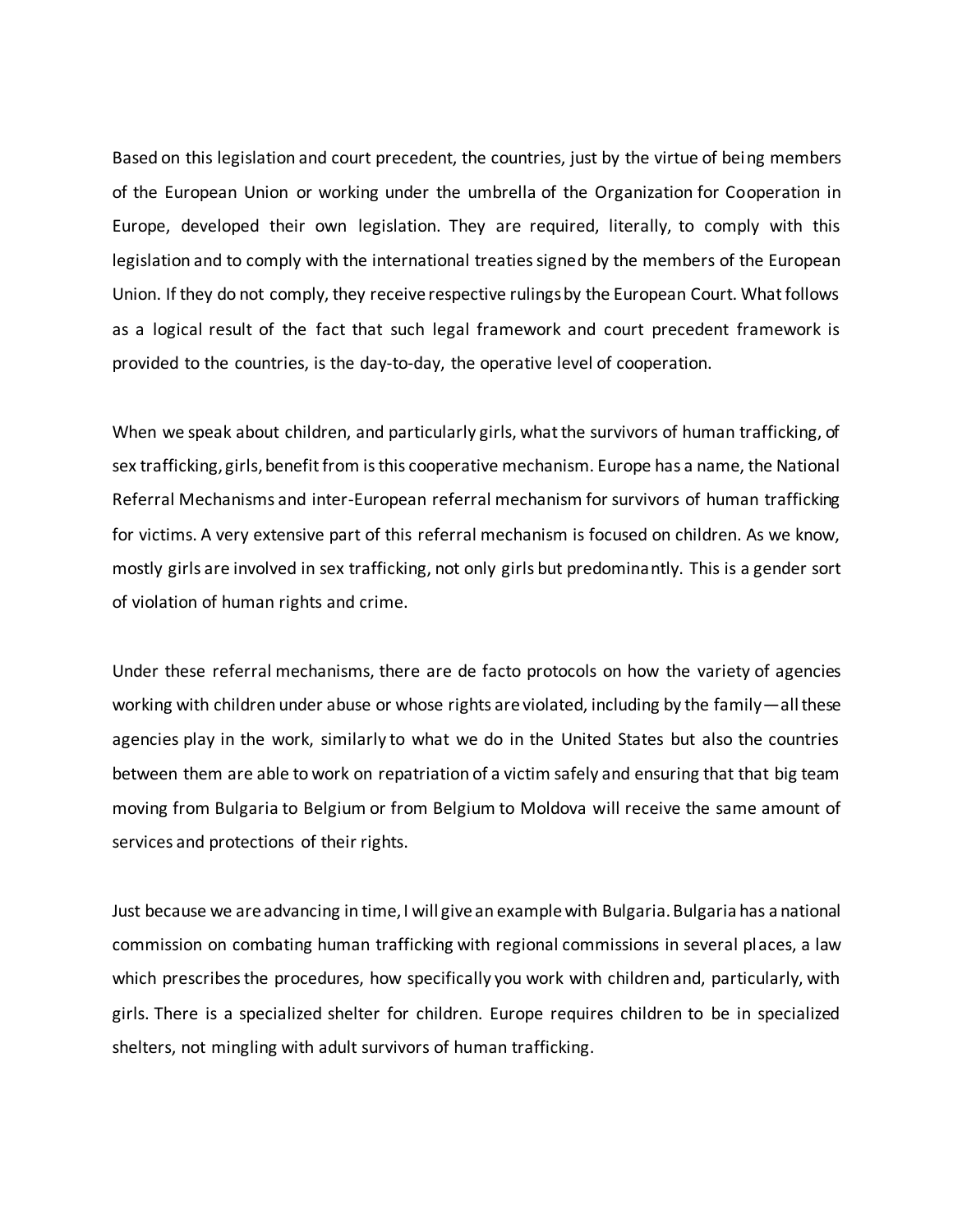Based on this legislation and court precedent, the countries, just by the virtue of being members of the European Union or working under the umbrella of the Organization for Cooperation in Europe, developed their own legislation. They are required, literally, to comply with this legislation and to comply with the international treaties signed by the members of the European Union. If they do not comply, they receive respective rulings by the European Court. What follows as a logical result of the fact that such legal framework and court precedent framework is provided to the countries, is the day-to-day, the operative level of cooperation.

When we speak about children, and particularly girls, what the survivors of human trafficking, of sex trafficking, girls, benefit from is this cooperative mechanism. Europe has a name, the National Referral Mechanisms and inter-European referral mechanism for survivors of human trafficking for victims. A very extensive part of this referral mechanism is focused on children. As we know, mostly girls are involved in sex trafficking, not only girls but predominantly. This is a gender sort of violation of human rights and crime.

Under these referral mechanisms, there are de facto protocols on how the variety of agencies working with children under abuse or whose rights are violated, including by the family—all these agencies play in the work, similarly to what we do in the United States but also the countries between them are able to work on repatriation of a victim safely and ensuring that that big team moving from Bulgaria to Belgium or from Belgium to Moldova will receive the same amount of services and protections of their rights.

Just because we are advancing in time, I will give an example with Bulgaria. Bulgaria has a national commission on combating human trafficking with regional commissions in several places, a law which prescribes the procedures, how specifically you work with children and, particularly, with girls. There is a specialized shelter for children. Europe requires children to be in specialized shelters, not mingling with adult survivors of human trafficking.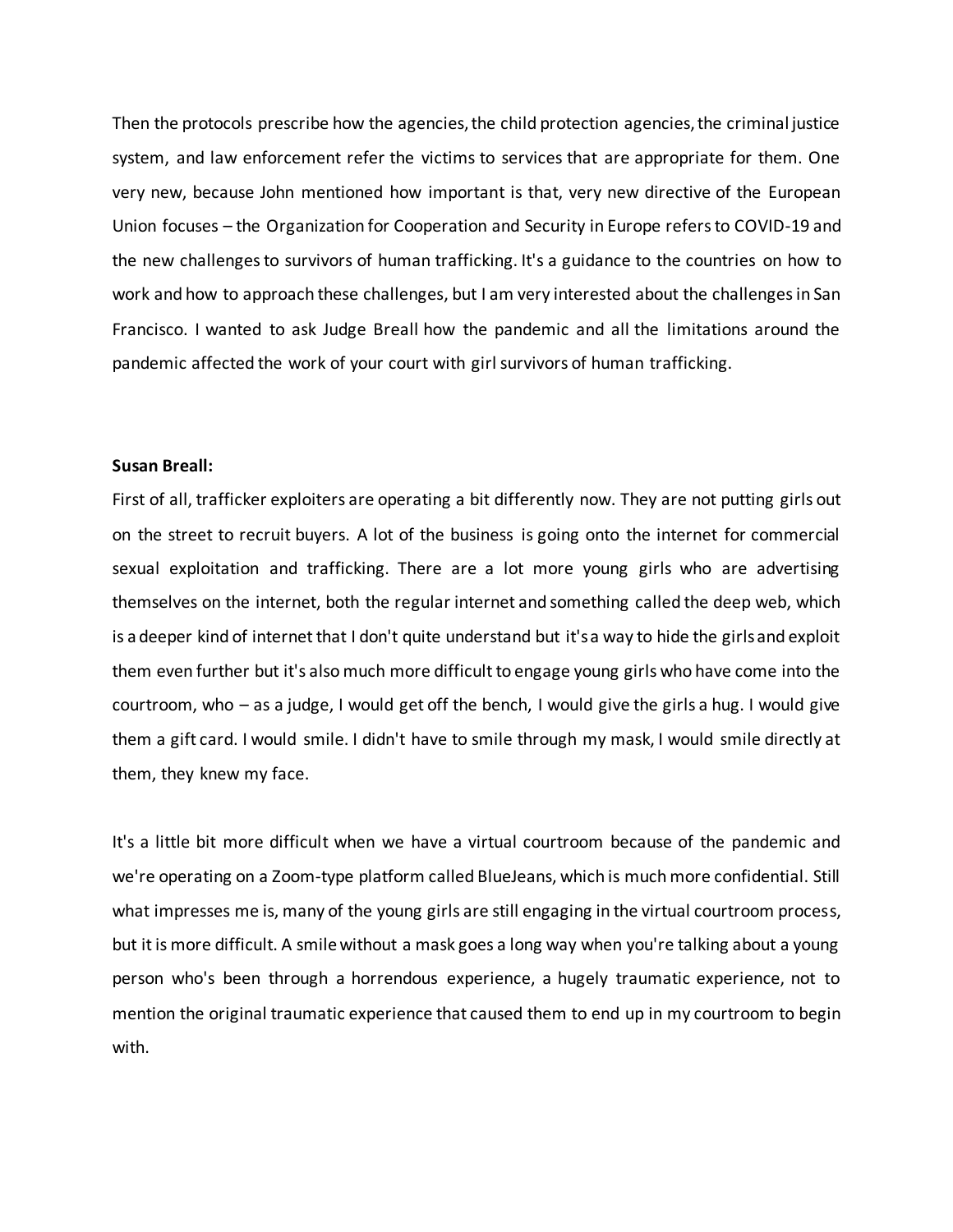Then the protocols prescribe how the agencies, the child protection agencies, the criminal justice system, and law enforcement refer the victims to services that are appropriate for them. One very new, because John mentioned how important is that, very new directive of the European Union focuses – the Organization for Cooperation and Security in Europe refers to COVID-19 and the new challenges to survivors of human trafficking. It's a guidance to the countries on how to work and how to approach these challenges, but I am very interested about the challenges in San Francisco. I wanted to ask Judge Breall how the pandemic and all the limitations around the pandemic affected the work of your court with girl survivors of human trafficking.

**Susan Breall:**

First of all, trafficker exploiters are operating a bit differently now. They are not putting girls out on the street to recruit buyers. A lot of the business is going onto the internet for commercial sexual exploitation and trafficking. There are a lot more young girls who are advertising themselves on the internet, both the regular internet and something called the deep web, which is a deeper kind of internet that I don't quite understand but it's a way to hide the girls and exploit them even further but it's also much more difficult to engage young girls who have come into the courtroom, who – as a judge, I would get off the bench, I would give the girls a hug. I would give them a gift card. I would smile. I didn't have to smile through my mask, I would smile directly at them, they knew my face.

It's a little bit more difficult when we have a virtual courtroom because of the pandemic and we're operating on a Zoom-type platform called BlueJeans, which is much more confidential. Still what impresses me is, many of the young girls are still engaging in the virtual courtroom process, but it is more difficult. A smile without a mask goes a long way when you're talking about a young person who's been through a horrendous experience, a hugely traumatic experience, not to mention the original traumatic experience that caused them to end up in my courtroom to begin with.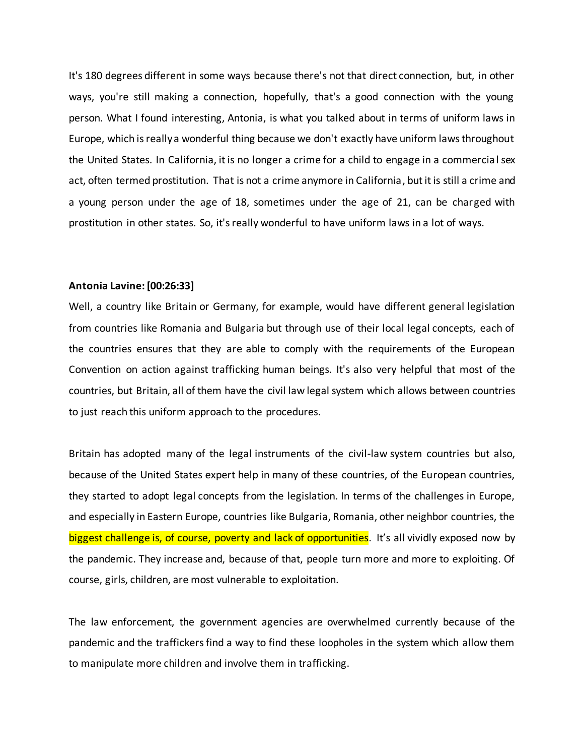It's 180 degrees different in some ways because there's not that direct connection, but, in other ways, you're still making a connection, hopefully, that's a good connection with the young person. What I found interesting, Antonia, is what you talked about in terms of uniform laws in Europe, which is really a wonderful thing because we don't exactly have uniform laws throughout the United States. In California, it is no longer a crime for a child to engage in a commercial sex act, often termed prostitution. That is not a crime anymore in California, but it is still a crime and a young person under the age of 18, sometimes under the age of 21, can be charged with prostitution in other states. So, it's really wonderful to have uniform laws in a lot of ways.

**Antonia Lavine: [00:26:33]**

Well, a country like Britain or Germany, for example, would have different general legislation from countries like Romania and Bulgaria but through use of their local legal concepts, each of the countries ensures that they are able to comply with the requirements of the European Convention on action against trafficking human beings. It's also very helpful that most of the countries, but Britain, all of them have the civil law legal system which allows between countries to just reach this uniform approach to the procedures.

Britain has adopted many of the legal instruments of the civil-law system countries but also, because of the United States expert help in many of these countries, of the European countries, they started to adopt legal concepts from the legislation. In terms of the challenges in Europe, and especially in Eastern Europe, countries like Bulgaria, Romania, other neighbor countries, the biggest challenge is, of course, poverty and lack of opportunities. It's all vividly exposed now by the pandemic. They increase and, because of that, people turn more and more to exploiting. Of course, girls, children, are most vulnerable to exploitation.

The law enforcement, the government agencies are overwhelmed currently because of the pandemic and the traffickers find a way to find these loopholes in the system which allow them to manipulate more children and involve them in trafficking.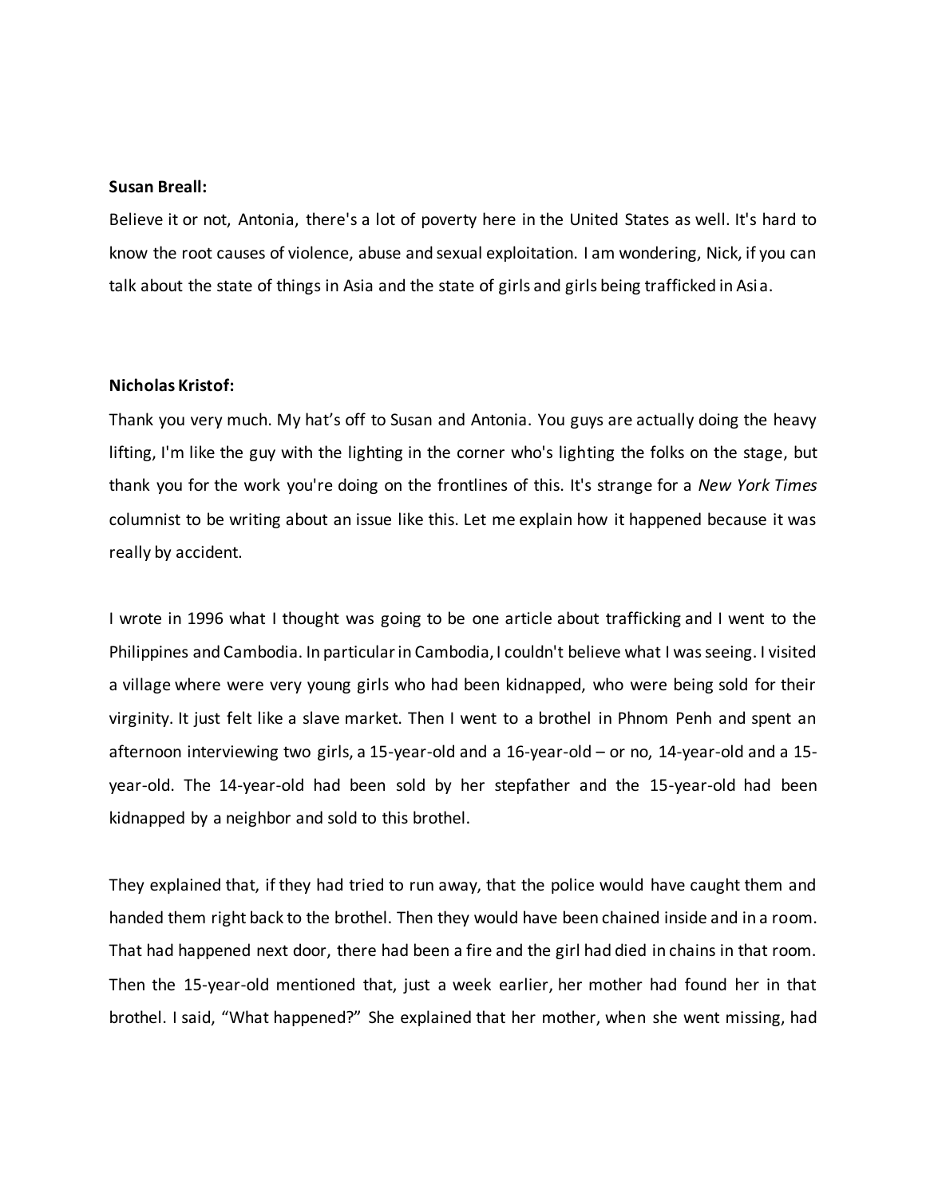**Susan Breall:**

Believe it or not, Antonia, there's a lot of poverty here in the United States as well. It's hard to know the root causes of violence, abuse and sexual exploitation. I am wondering, Nick, if you can talk about the state of things in Asia and the state of girls and girls being trafficked in Asia.

**Nicholas Kristof:**

Thank you very much. My hat's off to Susan and Antonia. You guys are actually doing the heavy lifting, I'm like the guy with the lighting in the corner who's lighting the folks on the stage, but thank you for the work you're doing on the frontlines of this. It's strange for a *New York Times* columnist to be writing about an issue like this. Let me explain how it happened because it was really by accident.

I wrote in 1996 what I thought was going to be one article about trafficking and I went to the Philippines and Cambodia. In particular in Cambodia, I couldn't believe what I was seeing. I visited a village where were very young girls who had been kidnapped, who were being sold for their virginity. It just felt like a slave market. Then I went to a brothel in Phnom Penh and spent an afternoon interviewing two girls, a 15-year-old and a 16-year-old – or no, 14-year-old and a 15-year-old. The 14-year-old had been sold by her stepfather and the 15-year-old had been kidnapped by a neighbor and sold to this brothel.

They explained that, if they had tried to run away, that the police would have caught them and handed them right back to the brothel. Then they would have been chained inside and in a room. That had happened next door, there had been a fire and the girl had died in chains in that room. Then the 15-year-old mentioned that, just a week earlier, her mother had found her in that brothel. I said, "What happened?" She explained that her mother, when she went missing, had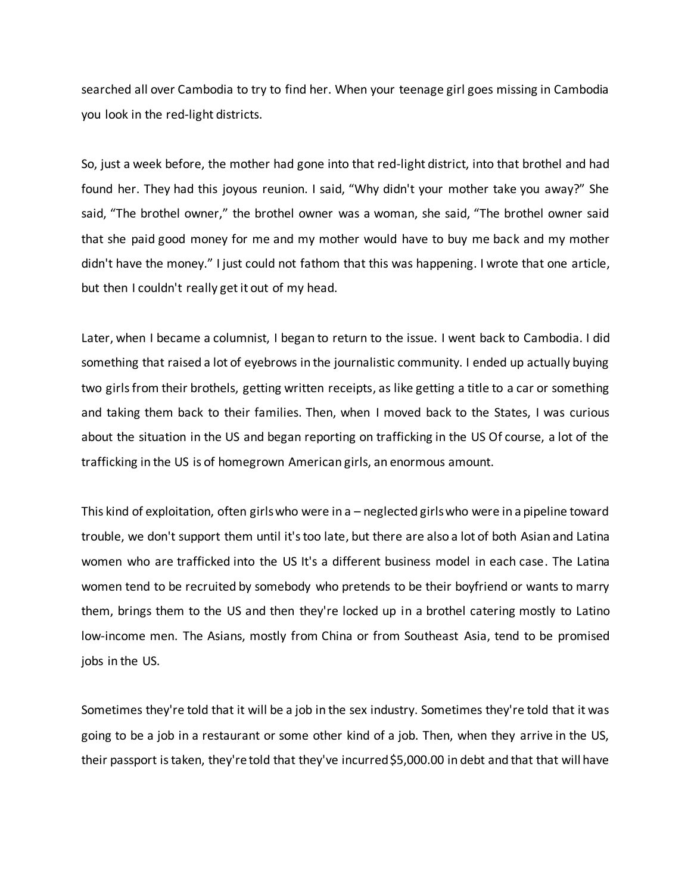searched all over Cambodia to try to find her. When your teenage girl goes missing in Cambodia you look in the red-light districts.

So, just a week before, the mother had gone into that red-light district, into that brothel and had found her. They had this joyous reunion. I said, "Why didn't your mother take you away?" She said, "The brothel owner," the brothel owner was a woman, she said, "The brothel owner said that she paid good money for me and my mother would have to buy me back and my mother didn't have the money." I just could not fathom that this was happening. I wrote that one article, but then I couldn't really get it out of my head.

Later, when I became a columnist, I began to return to the issue. I went back to Cambodia. I did something that raised a lot of eyebrows in the journalistic community. I ended up actually buying two girls from their brothels, getting written receipts, as like getting a title to a car or something and taking them back to their families. Then, when I moved back to the States, I was curious about the situation in the US and began reporting on trafficking in the US Of course, a lot of the trafficking in the US is of homegrown American girls, an enormous amount.

This kind of exploitation, often girls who were in a – neglected girls who were in a pipeline toward trouble, we don't support them until it's too late, but there are also a lot of both Asian and Latina women who are trafficked into the US It's a different business model in each case. The Latina women tend to be recruited by somebody who pretends to be their boyfriend or wants to marry them, brings them to the US and then they're locked up in a brothel catering mostly to Latino low-income men. The Asians, mostly from China or from Southeast Asia, tend to be promised jobs in the US.

Sometimes they're told that it will be a job in the sex industry. Sometimes they're told that it was going to be a job in a restaurant or some other kind of a job. Then, when they arrive in the US, their passport is taken, they're told that they've incurred $5,000.00 in debt and that that will have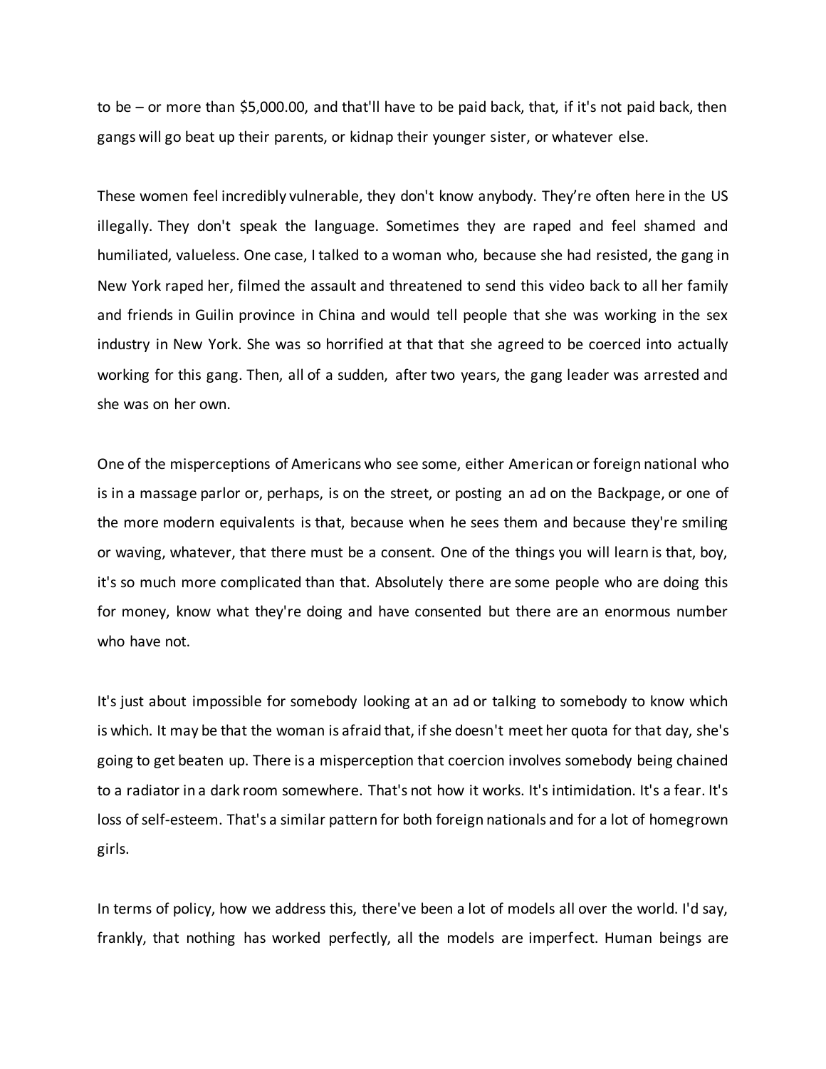to be – or more than $5,000.00, and that'll have to be paid back, that, if it's not paid back, then gangs will go beat up their parents, or kidnap their younger sister, or whatever else.

These women feel incredibly vulnerable, they don't know anybody. They're often here in the US illegally. They don't speak the language. Sometimes they are raped and feel shamed and humiliated, valueless. One case, I talked to a woman who, because she had resisted, the gang in New York raped her, filmed the assault and threatened to send this video back to all her family and friends in Guilin province in China and would tell people that she was working in the sex industry in New York. She was so horrified at that that she agreed to be coerced into actually working for this gang. Then, all of a sudden, after two years, the gang leader was arrested and she was on her own.

One of the misperceptions of Americans who see some, either American or foreign national who is in a massage parlor or, perhaps, is on the street, or posting an ad on the Backpage, or one of the more modern equivalents is that, because when he sees them and because they're smiling or waving, whatever, that there must be a consent. One of the things you will learn is that, boy, it's so much more complicated than that. Absolutely there are some people who are doing this for money, know what they're doing and have consented but there are an enormous number who have not.

It's just about impossible for somebody looking at an ad or talking to somebody to know which is which. It may be that the woman is afraid that, if she doesn't meet her quota for that day, she's going to get beaten up. There is a misperception that coercion involves somebody being chained to a radiator in a dark room somewhere. That's not how it works. It's intimidation. It's a fear. It's loss of self-esteem. That's a similar pattern for both foreign nationals and for a lot of homegrown girls.

In terms of policy, how we address this, there've been a lot of models all over the world. I'd say, frankly, that nothing has worked perfectly, all the models are imperfect. Human beings are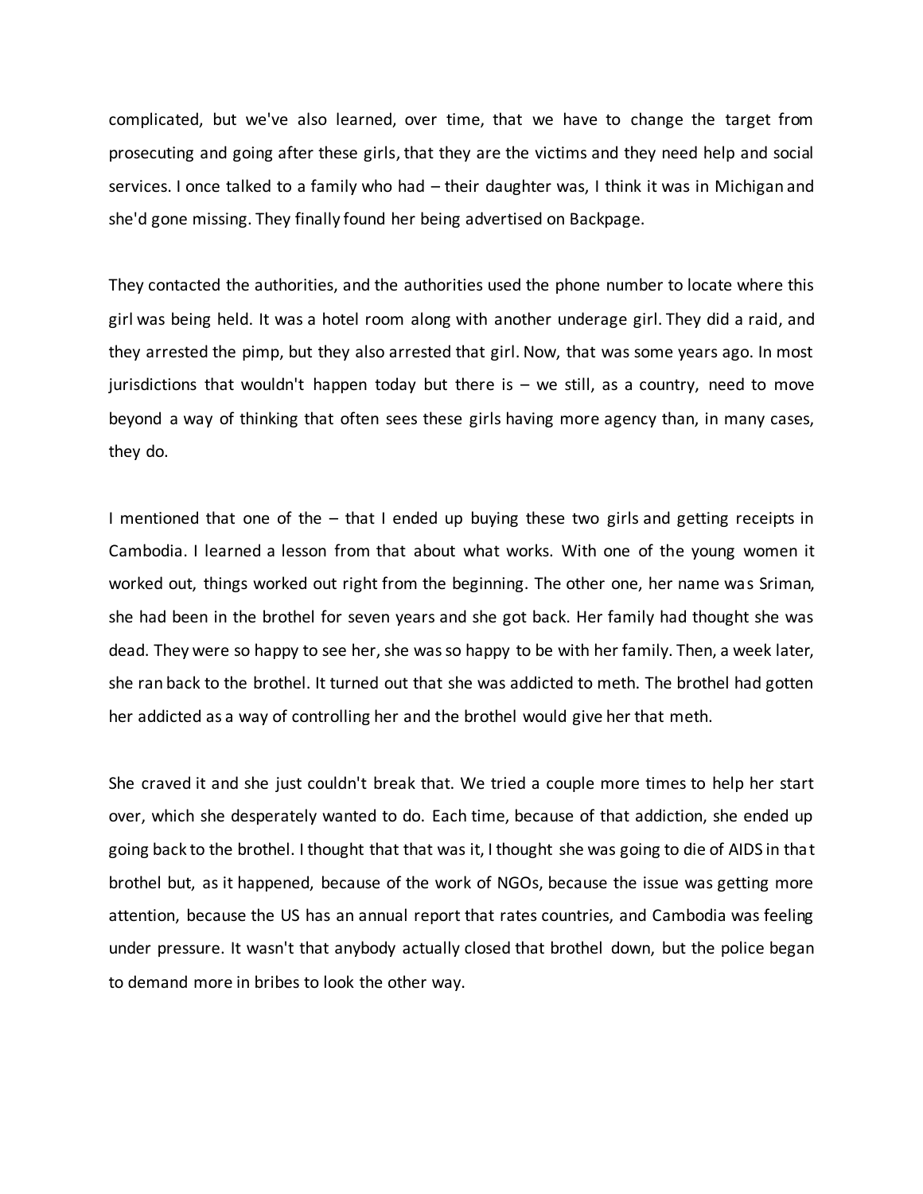complicated, but we've also learned, over time, that we have to change the target from prosecuting and going after these girls, that they are the victims and they need help and social services. I once talked to a family who had – their daughter was, I think it was in Michigan and she'd gone missing. They finally found her being advertised on Backpage.

They contacted the authorities, and the authorities used the phone number to locate where this girl was being held. It was a hotel room along with another underage girl. They did a raid, and they arrested the pimp, but they also arrested that girl. Now, that was some years ago. In most jurisdictions that wouldn't happen today but there is – we still, as a country, need to move beyond a way of thinking that often sees these girls having more agency than, in many cases, they do.

I mentioned that one of the – that I ended up buying these two girls and getting receipts in Cambodia. I learned a lesson from that about what works. With one of the young women it worked out, things worked out right from the beginning. The other one, her name was Sriman, she had been in the brothel for seven years and she got back. Her family had thought she was dead. They were so happy to see her, she was so happy to be with her family. Then, a week later, she ran back to the brothel. It turned out that she was addicted to meth. The brothel had gotten her addicted as a way of controlling her and the brothel would give her that meth.

She craved it and she just couldn't break that. We tried a couple more times to help her start over, which she desperately wanted to do. Each time, because of that addiction, she ended up going back to the brothel. I thought that that was it, I thought she was going to die of AIDS in that brothel but, as it happened, because of the work of NGOs, because the issue was getting more attention, because the US has an annual report that rates countries, and Cambodia was feeling under pressure. It wasn't that anybody actually closed that brothel down, but the police began to demand more in bribes to look the other way.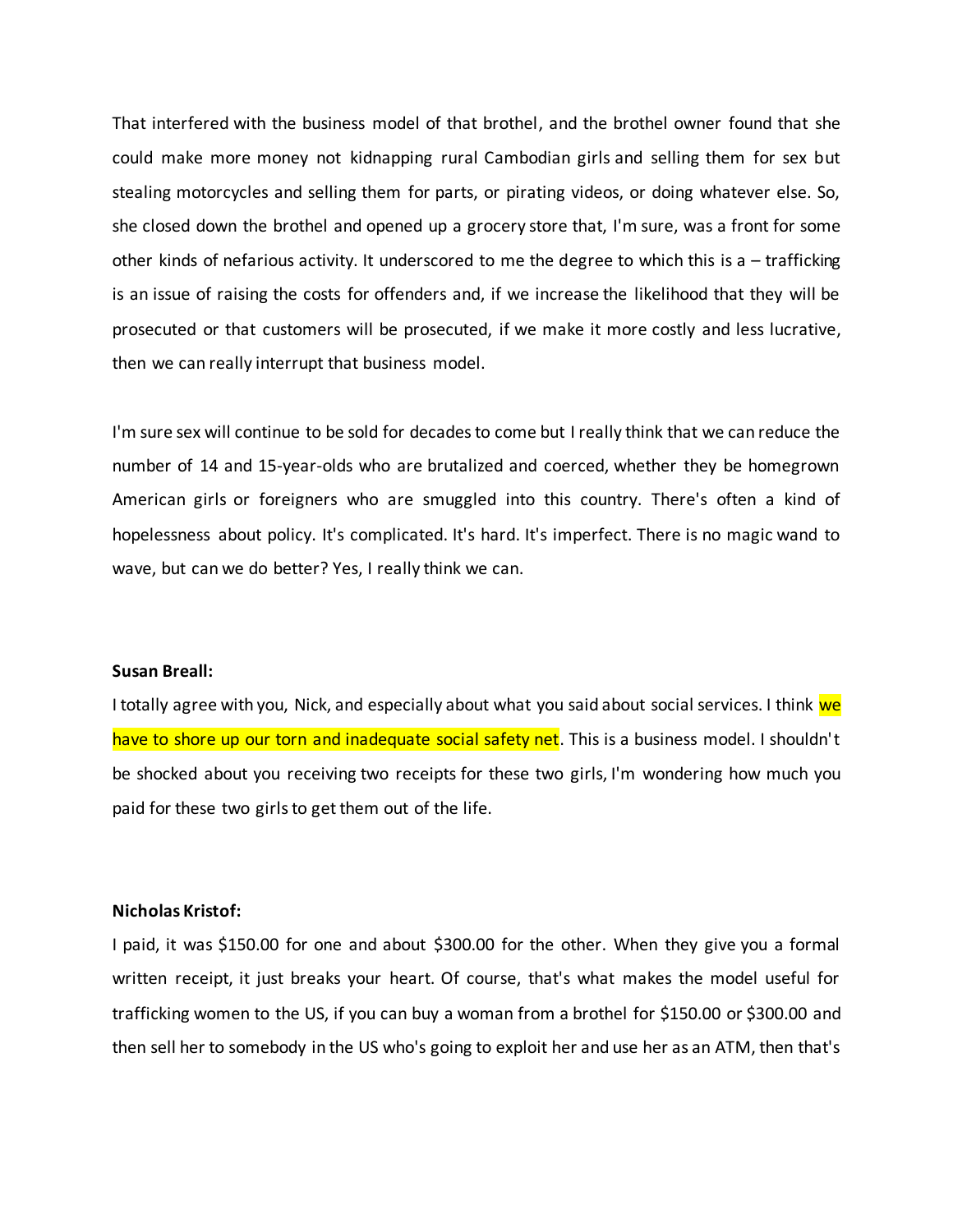That interfered with the business model of that brothel, and the brothel owner found that she could make more money not kidnapping rural Cambodian girls and selling them for sex but stealing motorcycles and selling them for parts, or pirating videos, or doing whatever else. So, she closed down the brothel and opened up a grocery store that, I'm sure, was a front for some other kinds of nefarious activity. It underscored to me the degree to which this is a – trafficking is an issue of raising the costs for offenders and, if we increase the likelihood that they will be prosecuted or that customers will be prosecuted, if we make it more costly and less lucrative, then we can really interrupt that business model.

I'm sure sex will continue to be sold for decades to come but I really think that we can reduce the number of 14 and 15-year-olds who are brutalized and coerced, whether they be homegrown American girls or foreigners who are smuggled into this country. There's often a kind of hopelessness about policy. It's complicated. It's hard. It's imperfect. There is no magic wand to wave, but can we do better? Yes, I really think we can.

**Susan Breall:**

I totally agree with you, Nick, and especially about what you said about social services. I think we have to shore up our torn and inadequate social safety net. This is a business model. I shouldn't be shocked about you receiving two receipts for these two girls, I'm wondering how much you paid for these two girls to get them out of the life.

**Nicholas Kristof:**

I paid, it was $150.00 for one and about $300.00 for the other. When they give you a formal written receipt, it just breaks your heart. Of course, that's what makes the model useful for trafficking women to the US, if you can buy a woman from a brothel for $150.00 or $300.00 and then sell her to somebody in the US who's going to exploit her and use her as an ATM, then that's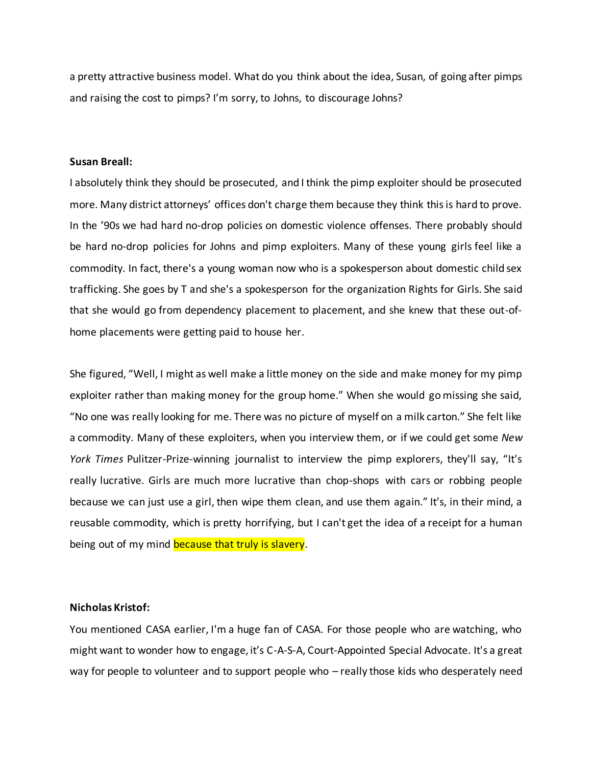a pretty attractive business model. What do you think about the idea, Susan, of going after pimps and raising the cost to pimps? I'm sorry, to Johns, to discourage Johns?

**Susan Breall:**

I absolutely think they should be prosecuted, and I think the pimp exploiter should be prosecuted more. Many district attorneys' offices don't charge them because they think this is hard to prove. In the '90s we had hard no-drop policies on domestic violence offenses. There probably should be hard no-drop policies for Johns and pimp exploiters. Many of these young girls feel like a commodity. In fact, there's a young woman now who is a spokesperson about domestic child sex trafficking. She goes by T and she's a spokesperson for the organization Rights for Girls. She said that she would go from dependency placement to placement, and she knew that these out-of-home placements were getting paid to house her.

She figured, "Well, I might as well make a little money on the side and make money for my pimp exploiter rather than making money for the group home." When she would go missing she said, "No one was really looking for me. There was no picture of myself on a milk carton." She felt like a commodity. Many of these exploiters, when you interview them, or if we could get some *New York Times* Pulitzer-Prize-winning journalist to interview the pimp explorers, they'll say, "It's really lucrative. Girls are much more lucrative than chop-shops with cars or robbing people because we can just use a girl, then wipe them clean, and use them again." It's, in their mind, a reusable commodity, which is pretty horrifying, but I can't get the idea of a receipt for a human being out of my mind because that truly is slavery.

**Nicholas Kristof:**

You mentioned CASA earlier, I'm a huge fan of CASA. For those people who are watching, who might want to wonder how to engage, it's C-A-S-A, Court-Appointed Special Advocate. It's a great way for people to volunteer and to support people who – really those kids who desperately need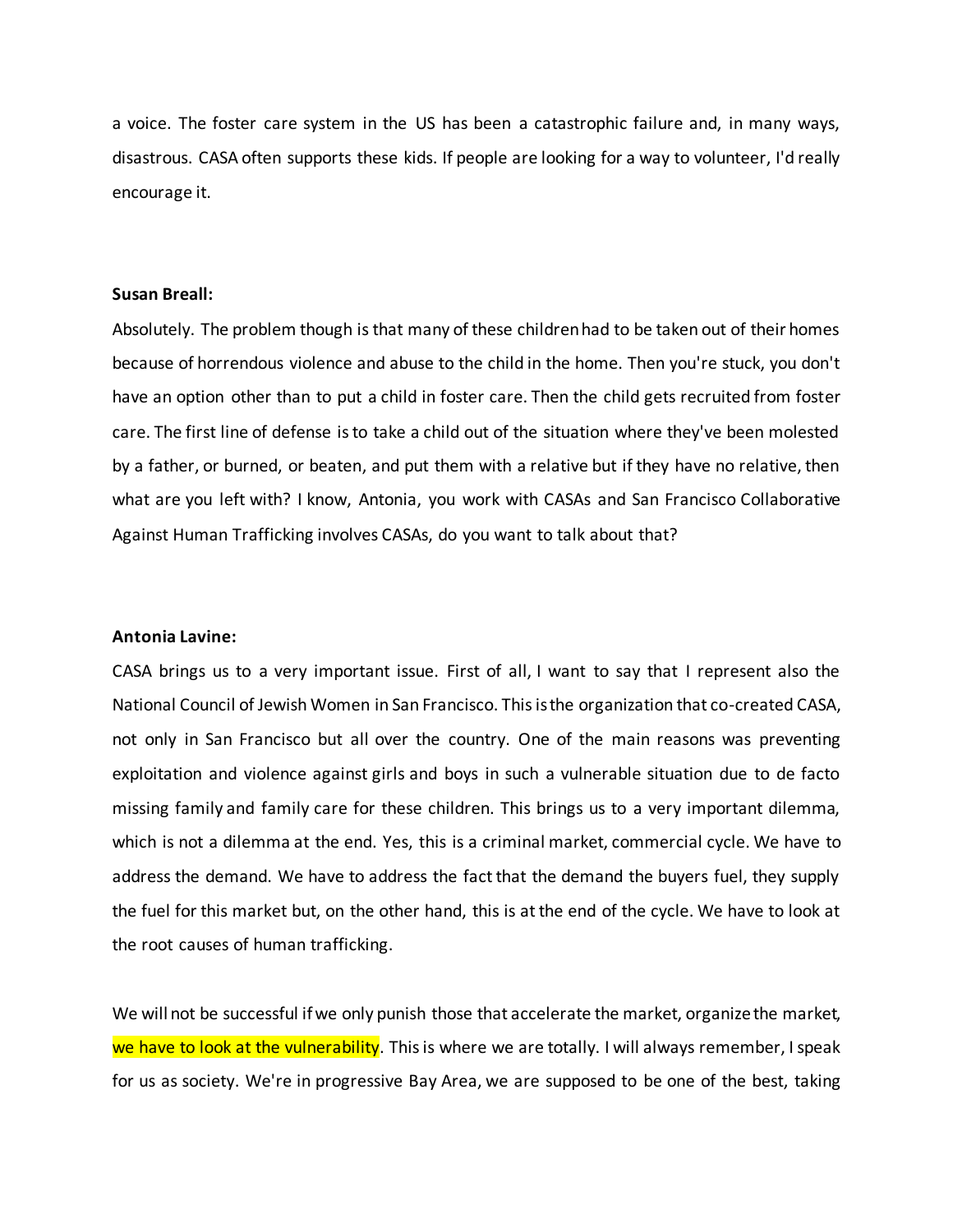a voice. The foster care system in the US has been a catastrophic failure and, in many ways, disastrous. CASA often supports these kids. If people are looking for a way to volunteer, I'd really encourage it.

**Susan Breall:**

Absolutely. The problem though is that many of these children had to be taken out of their homes because of horrendous violence and abuse to the child in the home. Then you're stuck, you don't have an option other than to put a child in foster care. Then the child gets recruited from foster care. The first line of defense is to take a child out of the situation where they've been molested by a father, or burned, or beaten, and put them with a relative but if they have no relative, then what are you left with? I know, Antonia, you work with CASAs and San Francisco Collaborative Against Human Trafficking involves CASAs, do you want to talk about that?

**Antonia Lavine:**

CASA brings us to a very important issue. First of all, I want to say that I represent also the National Council of Jewish Women in San Francisco. This is the organization that co-created CASA, not only in San Francisco but all over the country. One of the main reasons was preventing exploitation and violence against girls and boys in such a vulnerable situation due to de facto missing family and family care for these children. This brings us to a very important dilemma, which is not a dilemma at the end. Yes, this is a criminal market, commercial cycle. We have to address the demand. We have to address the fact that the demand the buyers fuel, they supply the fuel for this market but, on the other hand, this is at the end of the cycle. We have to look at the root causes of human trafficking.

We will not be successful if we only punish those that accelerate the market, organize the market, we have to look at the vulnerability. This is where we are totally. I will always remember, I speak for us as society. We're in progressive Bay Area, we are supposed to be one of the best, taking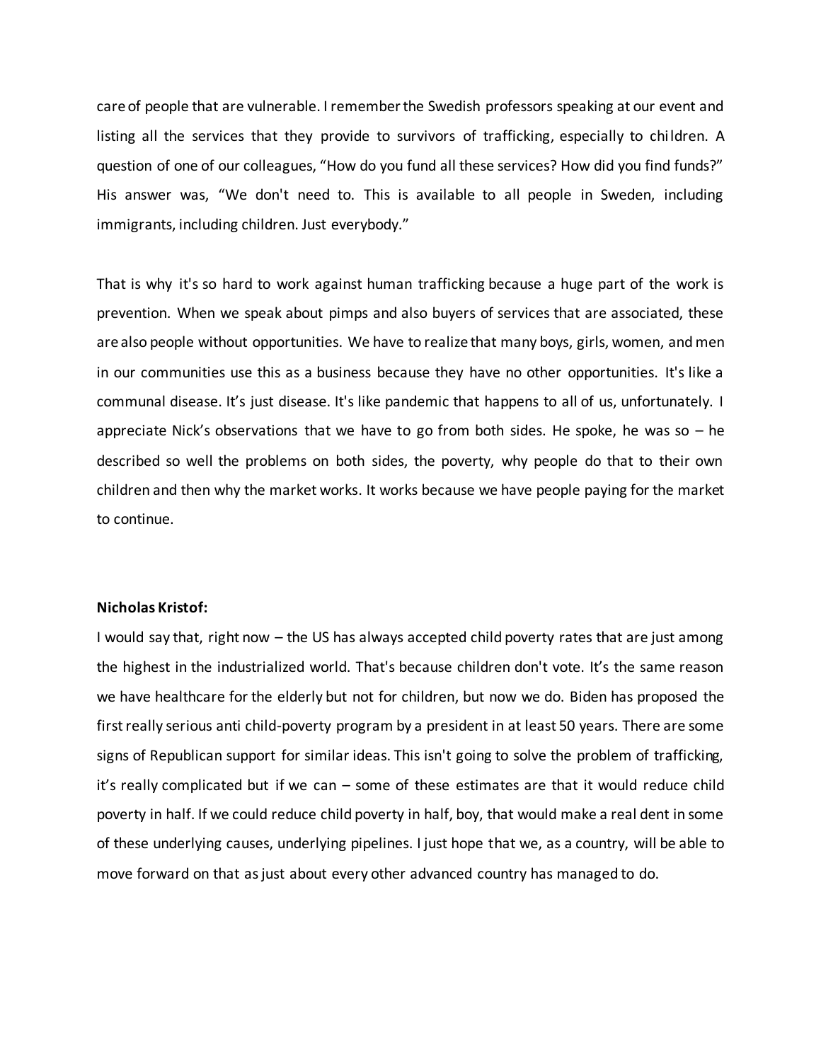care of people that are vulnerable. I remember the Swedish professors speaking at our event and listing all the services that they provide to survivors of trafficking, especially to children. A question of one of our colleagues, "How do you fund all these services? How did you find funds?" His answer was, "We don't need to. This is available to all people in Sweden, including immigrants, including children. Just everybody."

That is why it's so hard to work against human trafficking because a huge part of the work is prevention. When we speak about pimps and also buyers of services that are associated, these are also people without opportunities. We have to realize that many boys, girls, women, and men in our communities use this as a business because they have no other opportunities. It's like a communal disease. It's just disease. It's like pandemic that happens to all of us, unfortunately. I appreciate Nick's observations that we have to go from both sides. He spoke, he was so – he described so well the problems on both sides, the poverty, why people do that to their own children and then why the market works. It works because we have people paying for the market to continue.

**Nicholas Kristof:**

I would say that, right now – the US has always accepted child poverty rates that are just among the highest in the industrialized world. That's because children don't vote. It's the same reason we have healthcare for the elderly but not for children, but now we do. Biden has proposed the first really serious anti child-poverty program by a president in at least 50 years. There are some signs of Republican support for similar ideas. This isn't going to solve the problem of trafficking, it's really complicated but if we can – some of these estimates are that it would reduce child poverty in half. If we could reduce child poverty in half, boy, that would make a real dent in some of these underlying causes, underlying pipelines. I just hope that we, as a country, will be able to move forward on that as just about every other advanced country has managed to do.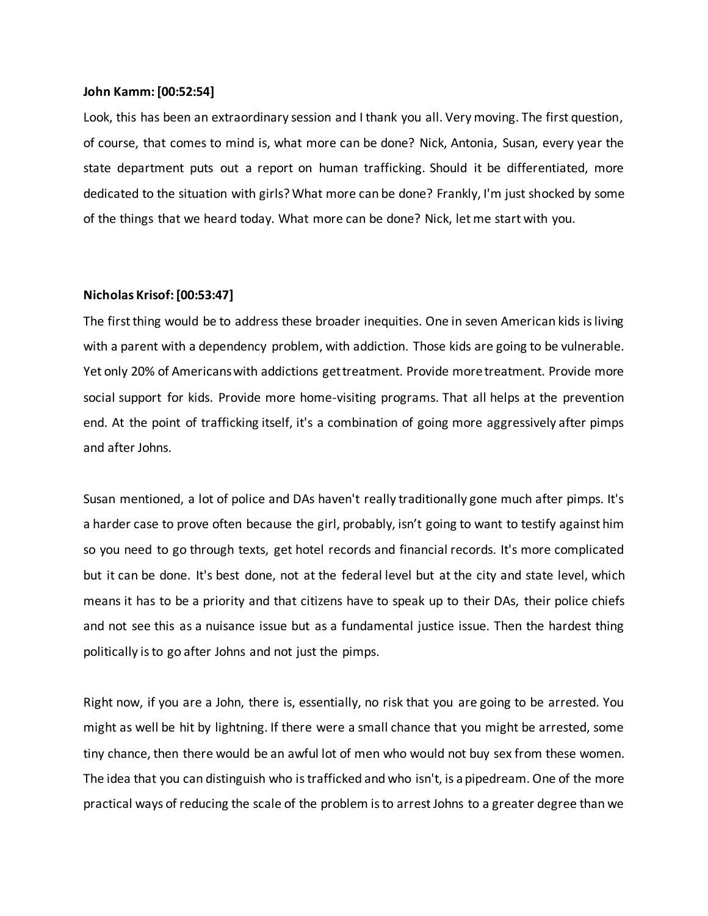**John Kamm: [00:52:54]**

Look, this has been an extraordinary session and I thank you all. Very moving. The first question, of course, that comes to mind is, what more can be done? Nick, Antonia, Susan, every year the state department puts out a report on human trafficking. Should it be differentiated, more dedicated to the situation with girls? What more can be done? Frankly, I'm just shocked by some of the things that we heard today. What more can be done? Nick, let me start with you.

**Nicholas Krisof: [00:53:47]**

The first thing would be to address these broader inequities. One in seven American kids is living with a parent with a dependency problem, with addiction. Those kids are going to be vulnerable. Yet only 20% of Americans with addictions get treatment. Provide more treatment. Provide more social support for kids. Provide more home-visiting programs. That all helps at the prevention end. At the point of trafficking itself, it's a combination of going more aggressively after pimps and after Johns.

Susan mentioned, a lot of police and DAs haven't really traditionally gone much after pimps. It's a harder case to prove often because the girl, probably, isn't going to want to testify against him so you need to go through texts, get hotel records and financial records. It's more complicated but it can be done. It's best done, not at the federal level but at the city and state level, which means it has to be a priority and that citizens have to speak up to their DAs, their police chiefs and not see this as a nuisance issue but as a fundamental justice issue. Then the hardest thing politically is to go after Johns and not just the pimps.

Right now, if you are a John, there is, essentially, no risk that you are going to be arrested. You might as well be hit by lightning. If there were a small chance that you might be arrested, some tiny chance, then there would be an awful lot of men who would not buy sex from these women. The idea that you can distinguish who is trafficked and who isn't, is a pipedream. One of the more practical ways of reducing the scale of the problem is to arrest Johns to a greater degree than we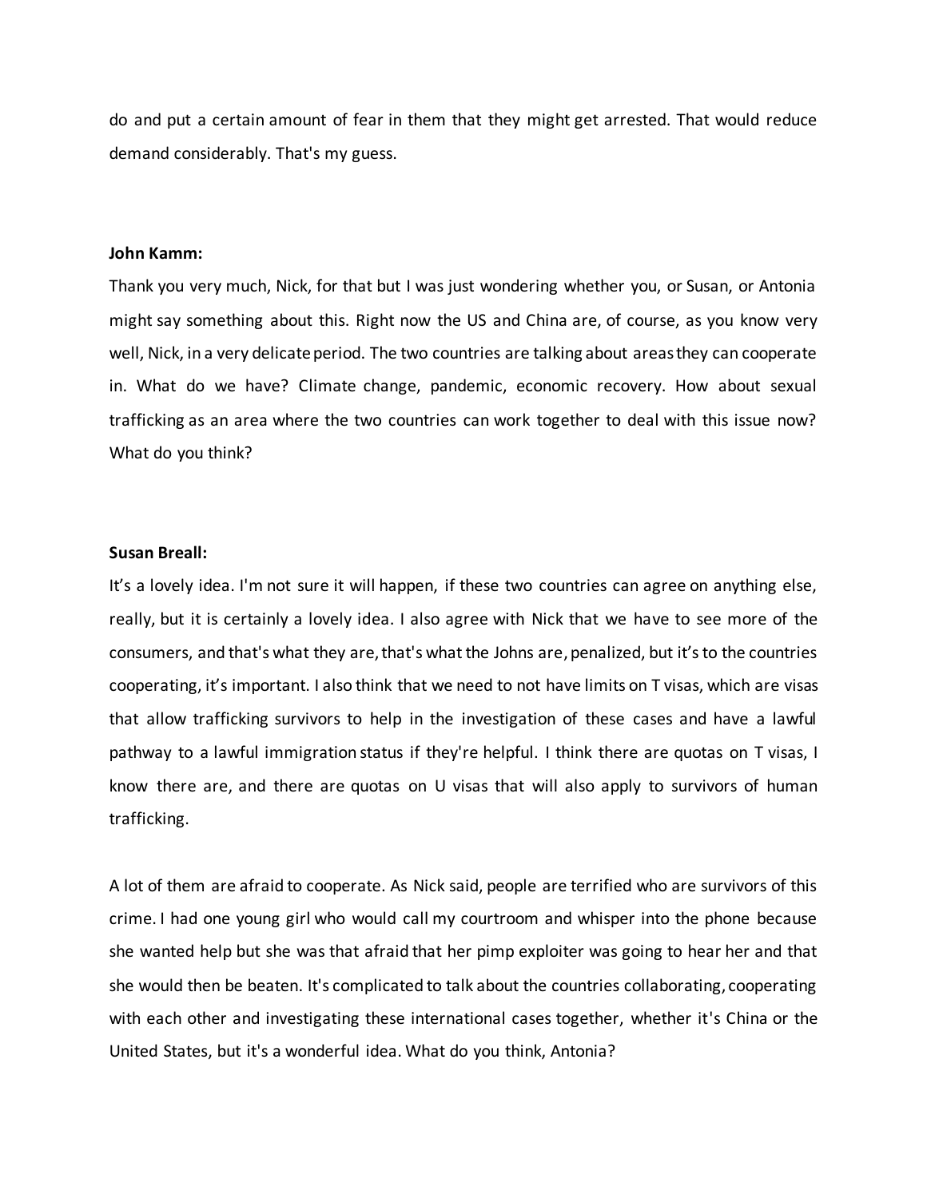do and put a certain amount of fear in them that they might get arrested. That would reduce demand considerably. That's my guess.

**John Kamm:**

Thank you very much, Nick, for that but I was just wondering whether you, or Susan, or Antonia might say something about this. Right now the US and China are, of course, as you know very well, Nick, in a very delicate period. The two countries are talking about areas they can cooperate in. What do we have? Climate change, pandemic, economic recovery. How about sexual trafficking as an area where the two countries can work together to deal with this issue now? What do you think?

**Susan Breall:**

It's a lovely idea. I'm not sure it will happen, if these two countries can agree on anything else, really, but it is certainly a lovely idea. I also agree with Nick that we have to see more of the consumers, and that's what they are, that's what the Johns are, penalized, but it's to the countries cooperating, it's important. I also think that we need to not have limits on T visas, which are visas that allow trafficking survivors to help in the investigation of these cases and have a lawful pathway to a lawful immigration status if they're helpful. I think there are quotas on T visas, I know there are, and there are quotas on U visas that will also apply to survivors of human trafficking.

A lot of them are afraid to cooperate. As Nick said, people are terrified who are survivors of this crime. I had one young girl who would call my courtroom and whisper into the phone because she wanted help but she was that afraid that her pimp exploiter was going to hear her and that she would then be beaten. It's complicated to talk about the countries collaborating, cooperating with each other and investigating these international cases together, whether it's China or the United States, but it's a wonderful idea. What do you think, Antonia?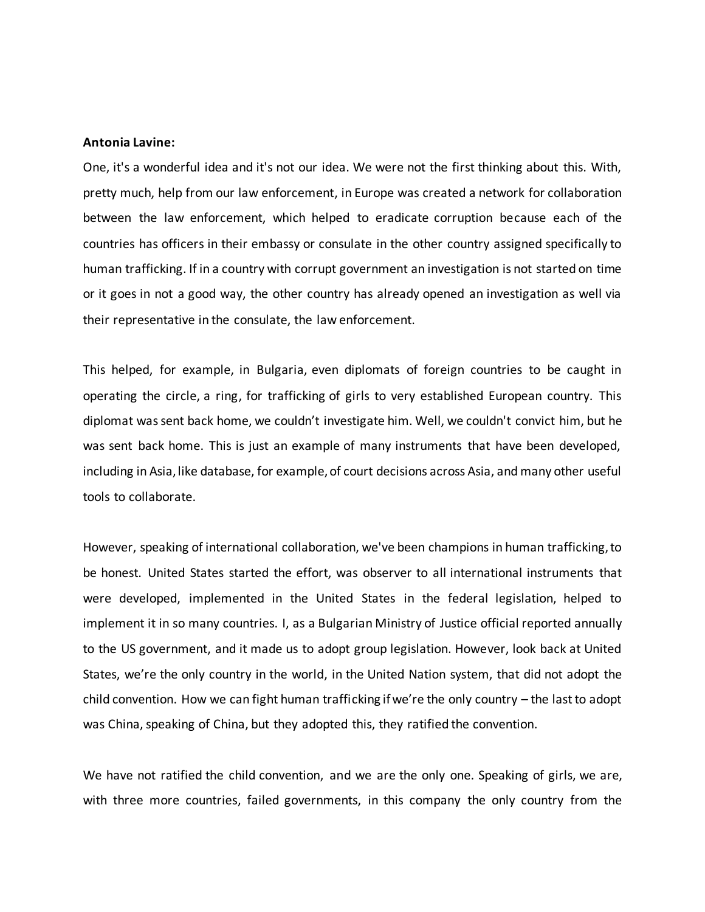**Antonia Lavine:**

One, it's a wonderful idea and it's not our idea. We were not the first thinking about this. With, pretty much, help from our law enforcement, in Europe was created a network for collaboration between the law enforcement, which helped to eradicate corruption because each of the countries has officers in their embassy or consulate in the other country assigned specifically to human trafficking. If in a country with corrupt government an investigation is not started on time or it goes in not a good way, the other country has already opened an investigation as well via their representative in the consulate, the law enforcement.

This helped, for example, in Bulgaria, even diplomats of foreign countries to be caught in operating the circle, a ring, for trafficking of girls to very established European country. This diplomat was sent back home, we couldn't investigate him. Well, we couldn't convict him, but he was sent back home. This is just an example of many instruments that have been developed, including in Asia, like database, for example, of court decisions across Asia, and many other useful tools to collaborate.

However, speaking of international collaboration, we've been champions in human trafficking, to be honest. United States started the effort, was observer to all international instruments that were developed, implemented in the United States in the federal legislation, helped to implement it in so many countries. I, as a Bulgarian Ministry of Justice official reported annually to the US government, and it made us to adopt group legislation. However, look back at United States, we're the only country in the world, in the United Nation system, that did not adopt the child convention. How we can fight human trafficking if we're the only country – the last to adopt was China, speaking of China, but they adopted this, they ratified the convention.

We have not ratified the child convention, and we are the only one. Speaking of girls, we are, with three more countries, failed governments, in this company the only country from the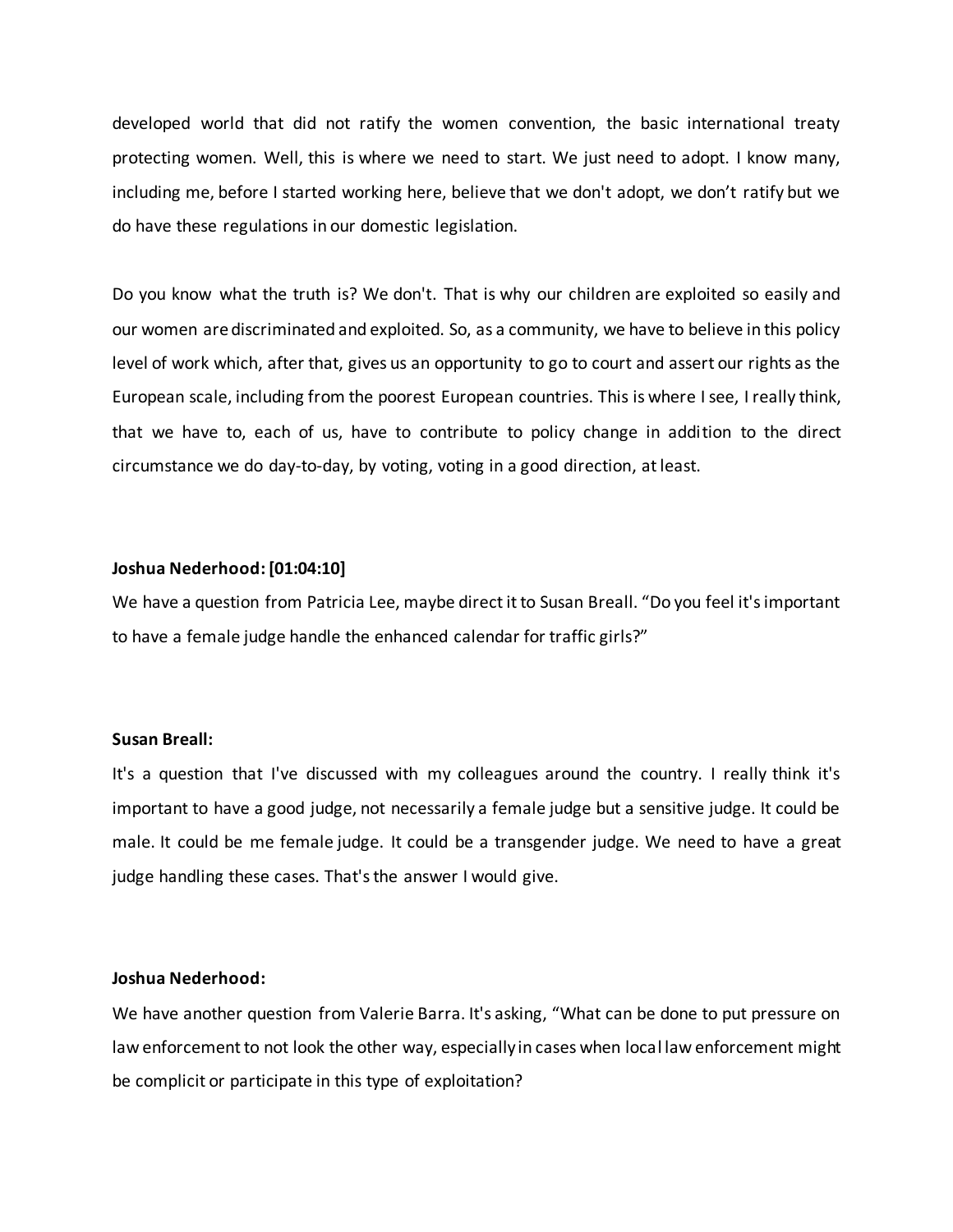developed world that did not ratify the women convention, the basic international treaty protecting women. Well, this is where we need to start. We just need to adopt. I know many, including me, before I started working here, believe that we don't adopt, we don't ratify but we do have these regulations in our domestic legislation.

Do you know what the truth is? We don't. That is why our children are exploited so easily and our women are discriminated and exploited. So, as a community, we have to believe in this policy level of work which, after that, gives us an opportunity to go to court and assert our rights as the European scale, including from the poorest European countries. This is where I see, I really think, that we have to, each of us, have to contribute to policy change in addition to the direct circumstance we do day-to-day, by voting, voting in a good direction, at least.

**Joshua Nederhood: [01:04:10]**

We have a question from Patricia Lee, maybe direct it to Susan Breall. "Do you feel it's important to have a female judge handle the enhanced calendar for traffic girls?"

**Susan Breall:**

It's a question that I've discussed with my colleagues around the country. I really think it's important to have a good judge, not necessarily a female judge but a sensitive judge. It could be male. It could be me female judge. It could be a transgender judge. We need to have a great judge handling these cases. That's the answer I would give.

**Joshua Nederhood:**

We have another question from Valerie Barra. It's asking, "What can be done to put pressure on law enforcement to not look the other way, especially in cases when local law enforcement might be complicit or participate in this type of exploitation?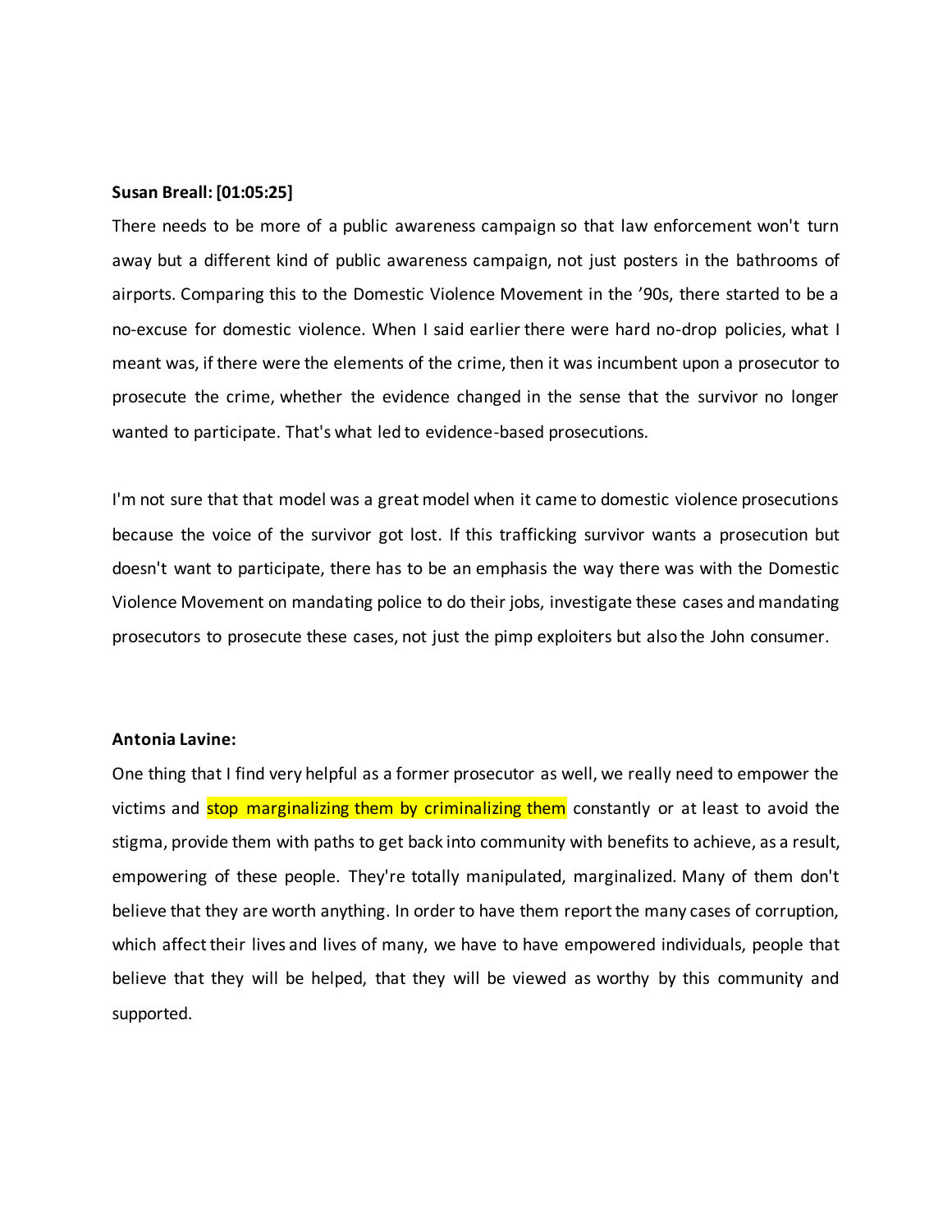**Susan Breall: [01:05:25]**

There needs to be more of a public awareness campaign so that law enforcement won't turn away but a different kind of public awareness campaign, not just posters in the bathrooms of airports. Comparing this to the Domestic Violence Movement in the ’90s, there started to be a no-excuse for domestic violence. When I said earlier there were hard no-drop policies, what I meant was, if there were the elements of the crime, then it was incumbent upon a prosecutor to prosecute the crime, whether the evidence changed in the sense that the survivor no longer wanted to participate. That's what led to evidence-based prosecutions.

I'm not sure that that model was a great model when it came to domestic violence prosecutions because the voice of the survivor got lost. If this trafficking survivor wants a prosecution but doesn't want to participate, there has to be an emphasis the way there was with the Domestic Violence Movement on mandating police to do their jobs, investigate these cases and mandating prosecutors to prosecute these cases, not just the pimp exploiters but also the John consumer.

**Antonia Lavine:**

One thing that I find very helpful as a former prosecutor as well, we really need to empower the victims and stop marginalizing them by criminalizing them constantly or at least to avoid the stigma, provide them with paths to get back into community with benefits to achieve, as a result, empowering of these people. They're totally manipulated, marginalized. Many of them don't believe that they are worth anything. In order to have them report the many cases of corruption, which affect their lives and lives of many, we have to have empowered individuals, people that believe that they will be helped, that they will be viewed as worthy by this community and supported.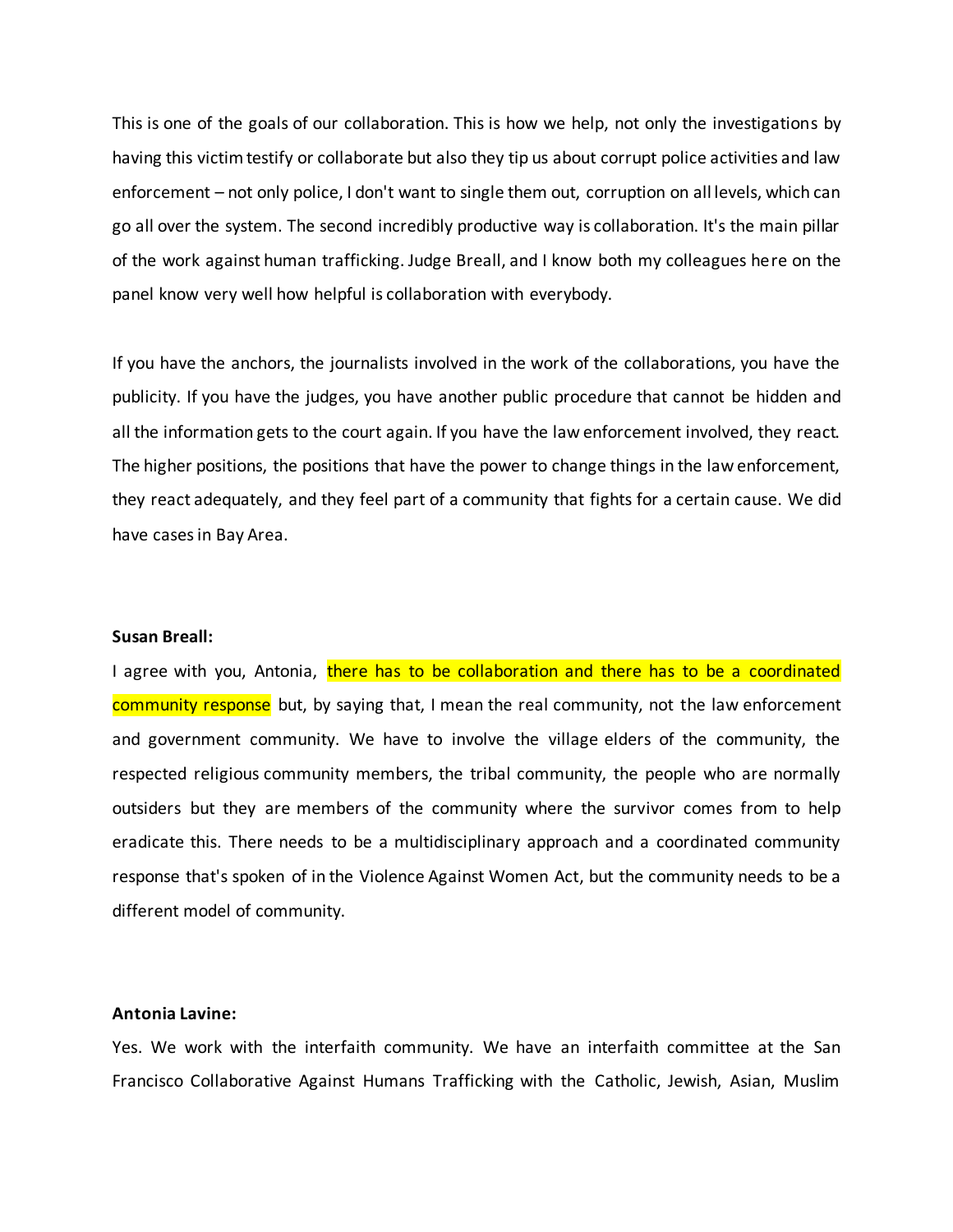This is one of the goals of our collaboration. This is how we help, not only the investigations by having this victim testify or collaborate but also they tip us about corrupt police activities and law enforcement – not only police, I don't want to single them out, corruption on all levels, which can go all over the system. The second incredibly productive way is collaboration. It's the main pillar of the work against human trafficking. Judge Breall, and I know both my colleagues here on the panel know very well how helpful is collaboration with everybody.

If you have the anchors, the journalists involved in the work of the collaborations, you have the publicity. If you have the judges, you have another public procedure that cannot be hidden and all the information gets to the court again. If you have the law enforcement involved, they react. The higher positions, the positions that have the power to change things in the law enforcement, they react adequately, and they feel part of a community that fights for a certain cause. We did have cases in Bay Area.

**Susan Breall:**

I agree with you, Antonia, there has to be collaboration and there has to be a coordinated community response but, by saying that, I mean the real community, not the law enforcement and government community. We have to involve the village elders of the community, the respected religious community members, the tribal community, the people who are normally outsiders but they are members of the community where the survivor comes from to help eradicate this. There needs to be a multidisciplinary approach and a coordinated community response that's spoken of in the Violence Against Women Act, but the community needs to be a different model of community.

**Antonia Lavine:**

Yes. We work with the interfaith community. We have an interfaith committee at the San Francisco Collaborative Against Humans Trafficking with the Catholic, Jewish, Asian, Muslim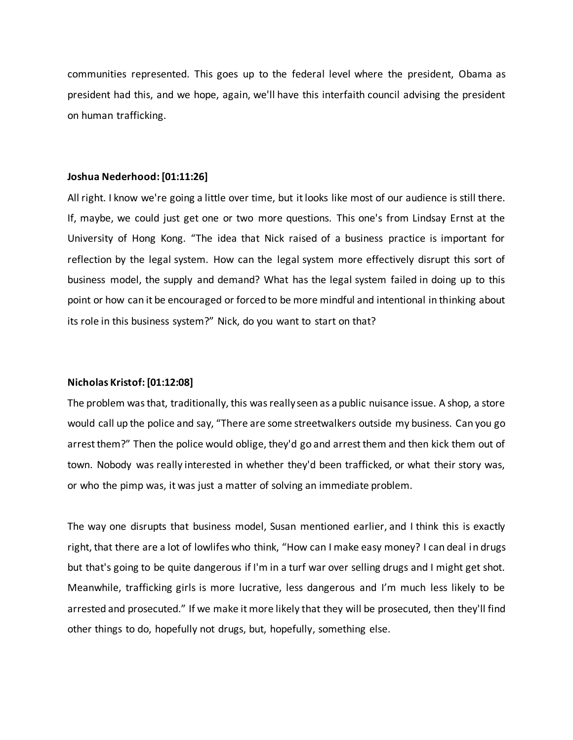communities represented. This goes up to the federal level where the president, Obama as president had this, and we hope, again, we'll have this interfaith council advising the president on human trafficking.

**Joshua Nederhood: [01:11:26]**

All right. I know we're going a little over time, but it looks like most of our audience is still there. If, maybe, we could just get one or two more questions. This one's from Lindsay Ernst at the University of Hong Kong. "The idea that Nick raised of a business practice is important for reflection by the legal system. How can the legal system more effectively disrupt this sort of business model, the supply and demand? What has the legal system failed in doing up to this point or how can it be encouraged or forced to be more mindful and intentional in thinking about its role in this business system?" Nick, do you want to start on that?

**Nicholas Kristof: [01:12:08]**

The problem was that, traditionally, this was really seen as a public nuisance issue. A shop, a store would call up the police and say, "There are some streetwalkers outside my business. Can you go arrest them?" Then the police would oblige, they'd go and arrest them and then kick them out of town. Nobody was really interested in whether they'd been trafficked, or what their story was, or who the pimp was, it was just a matter of solving an immediate problem.

The way one disrupts that business model, Susan mentioned earlier, and I think this is exactly right, that there are a lot of lowlifes who think, "How can I make easy money? I can deal in drugs but that's going to be quite dangerous if I'm in a turf war over selling drugs and I might get shot. Meanwhile, trafficking girls is more lucrative, less dangerous and I'm much less likely to be arrested and prosecuted." If we make it more likely that they will be prosecuted, then they'll find other things to do, hopefully not drugs, but, hopefully, something else.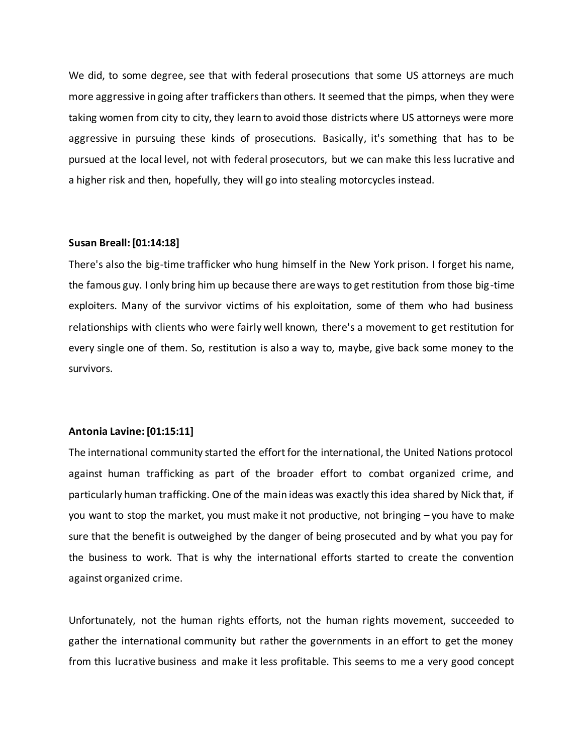We did, to some degree, see that with federal prosecutions that some US attorneys are much more aggressive in going after traffickers than others. It seemed that the pimps, when they were taking women from city to city, they learn to avoid those districts where US attorneys were more aggressive in pursuing these kinds of prosecutions. Basically, it's something that has to be pursued at the local level, not with federal prosecutors, but we can make this less lucrative and a higher risk and then, hopefully, they will go into stealing motorcycles instead.

**Susan Breall: [01:14:18]**

There's also the big-time trafficker who hung himself in the New York prison. I forget his name, the famous guy. I only bring him up because there are ways to get restitution from those big-time exploiters. Many of the survivor victims of his exploitation, some of them who had business relationships with clients who were fairly well known, there's a movement to get restitution for every single one of them. So, restitution is also a way to, maybe, give back some money to the survivors.

**Antonia Lavine: [01:15:11]**

The international community started the effort for the international, the United Nations protocol against human trafficking as part of the broader effort to combat organized crime, and particularly human trafficking. One of the main ideas was exactly this idea shared by Nick that, if you want to stop the market, you must make it not productive, not bringing – you have to make sure that the benefit is outweighed by the danger of being prosecuted and by what you pay for the business to work. That is why the international efforts started to create the convention against organized crime.

Unfortunately, not the human rights efforts, not the human rights movement, succeeded to gather the international community but rather the governments in an effort to get the money from this lucrative business and make it less profitable. This seems to me a very good concept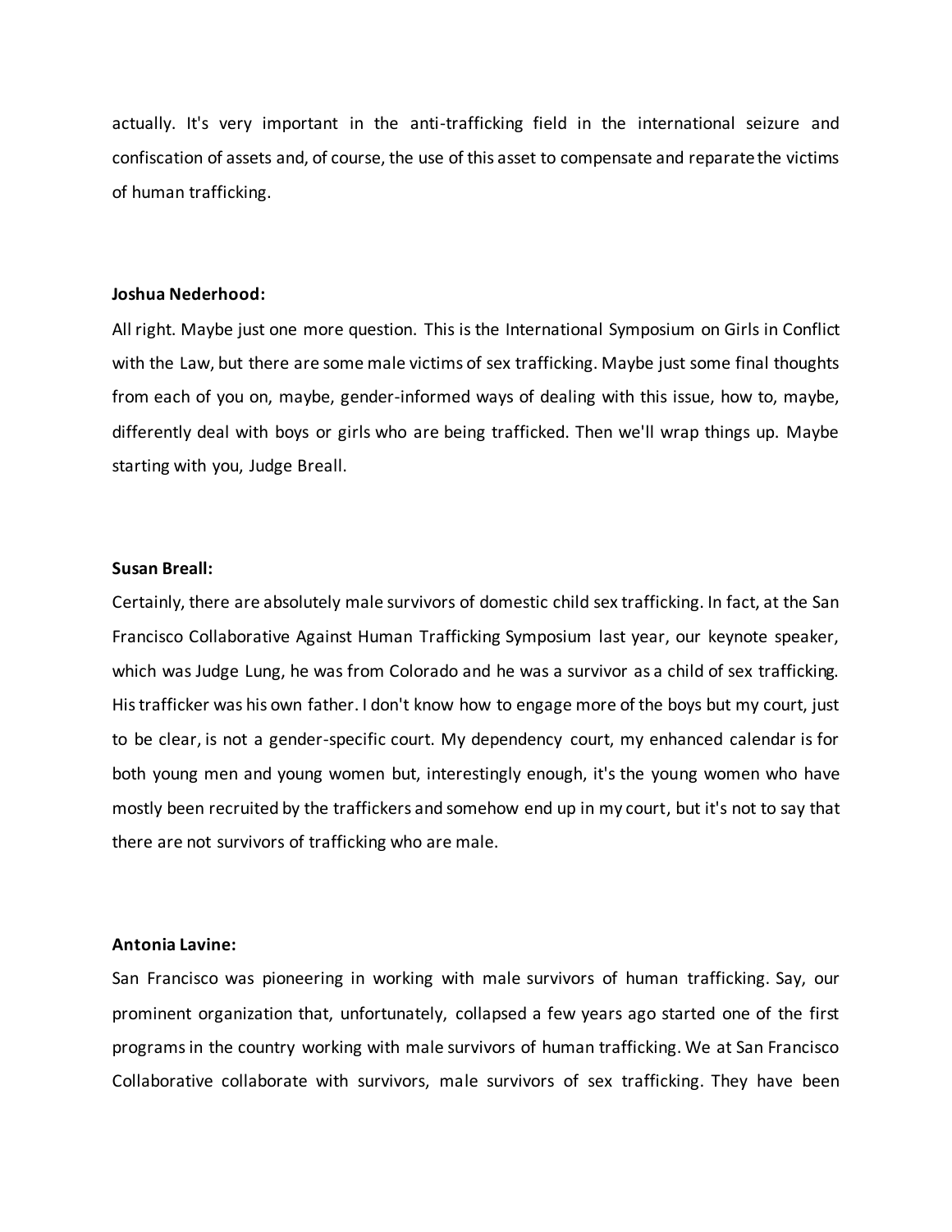actually. It's very important in the anti-trafficking field in the international seizure and confiscation of assets and, of course, the use of this asset to compensate and reparate the victims of human trafficking.

**Joshua Nederhood:**

All right. Maybe just one more question. This is the International Symposium on Girls in Conflict with the Law, but there are some male victims of sex trafficking. Maybe just some final thoughts from each of you on, maybe, gender-informed ways of dealing with this issue, how to, maybe, differently deal with boys or girls who are being trafficked. Then we'll wrap things up. Maybe starting with you, Judge Breall.

**Susan Breall:**

Certainly, there are absolutely male survivors of domestic child sex trafficking. In fact, at the San Francisco Collaborative Against Human Trafficking Symposium last year, our keynote speaker, which was Judge Lung, he was from Colorado and he was a survivor as a child of sex trafficking. His trafficker was his own father. I don't know how to engage more of the boys but my court, just to be clear, is not a gender-specific court. My dependency court, my enhanced calendar is for both young men and young women but, interestingly enough, it's the young women who have mostly been recruited by the traffickers and somehow end up in my court, but it's not to say that there are not survivors of trafficking who are male.

**Antonia Lavine:**

San Francisco was pioneering in working with male survivors of human trafficking. Say, our prominent organization that, unfortunately, collapsed a few years ago started one of the first programs in the country working with male survivors of human trafficking. We at San Francisco Collaborative collaborate with survivors, male survivors of sex trafficking. They have been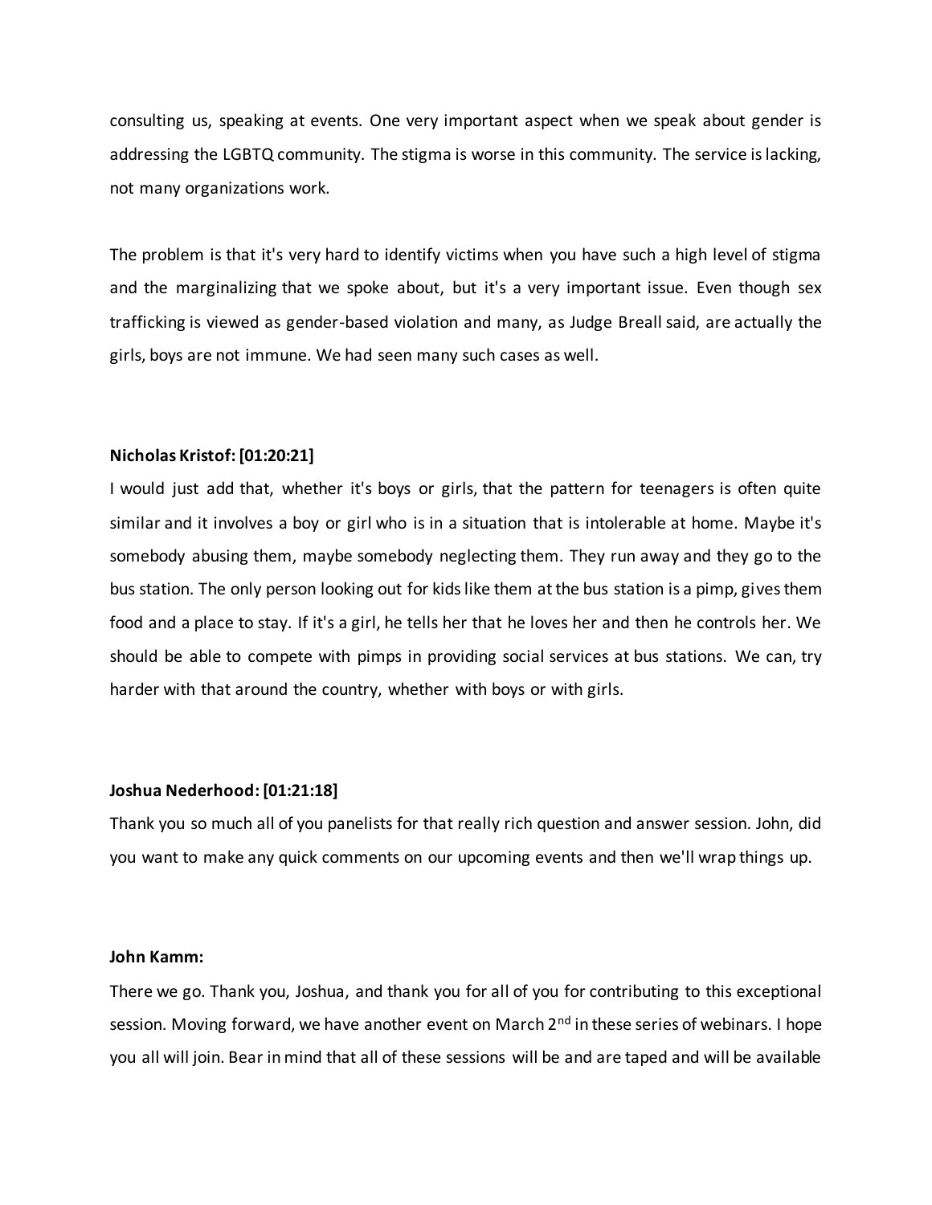consulting us, speaking at events. One very important aspect when we speak about gender is addressing the LGBTQ community. The stigma is worse in this community. The service is lacking, not many organizations work.

The problem is that it's very hard to identify victims when you have such a high level of stigma and the marginalizing that we spoke about, but it's a very important issue. Even though sex trafficking is viewed as gender-based violation and many, as Judge Breall said, are actually the girls, boys are not immune. We had seen many such cases as well.

**Nicholas Kristof: [01:20:21]**

I would just add that, whether it's boys or girls, that the pattern for teenagers is often quite similar and it involves a boy or girl who is in a situation that is intolerable at home. Maybe it's somebody abusing them, maybe somebody neglecting them. They run away and they go to the bus station. The only person looking out for kids like them at the bus station is a pimp, gives them food and a place to stay. If it's a girl, he tells her that he loves her and then he controls her. We should be able to compete with pimps in providing social services at bus stations. We can, try harder with that around the country, whether with boys or with girls.

**Joshua Nederhood: [01:21:18]**

Thank you so much all of you panelists for that really rich question and answer session. John, did you want to make any quick comments on our upcoming events and then we'll wrap things up.

**John Kamm:**

There we go. Thank you, Joshua, and thank you for all of you for contributing to this exceptional session. Moving forward, we have another event on March 2nd in these series of webinars. I hope you all will join. Bear in mind that all of these sessions will be and are taped and will be available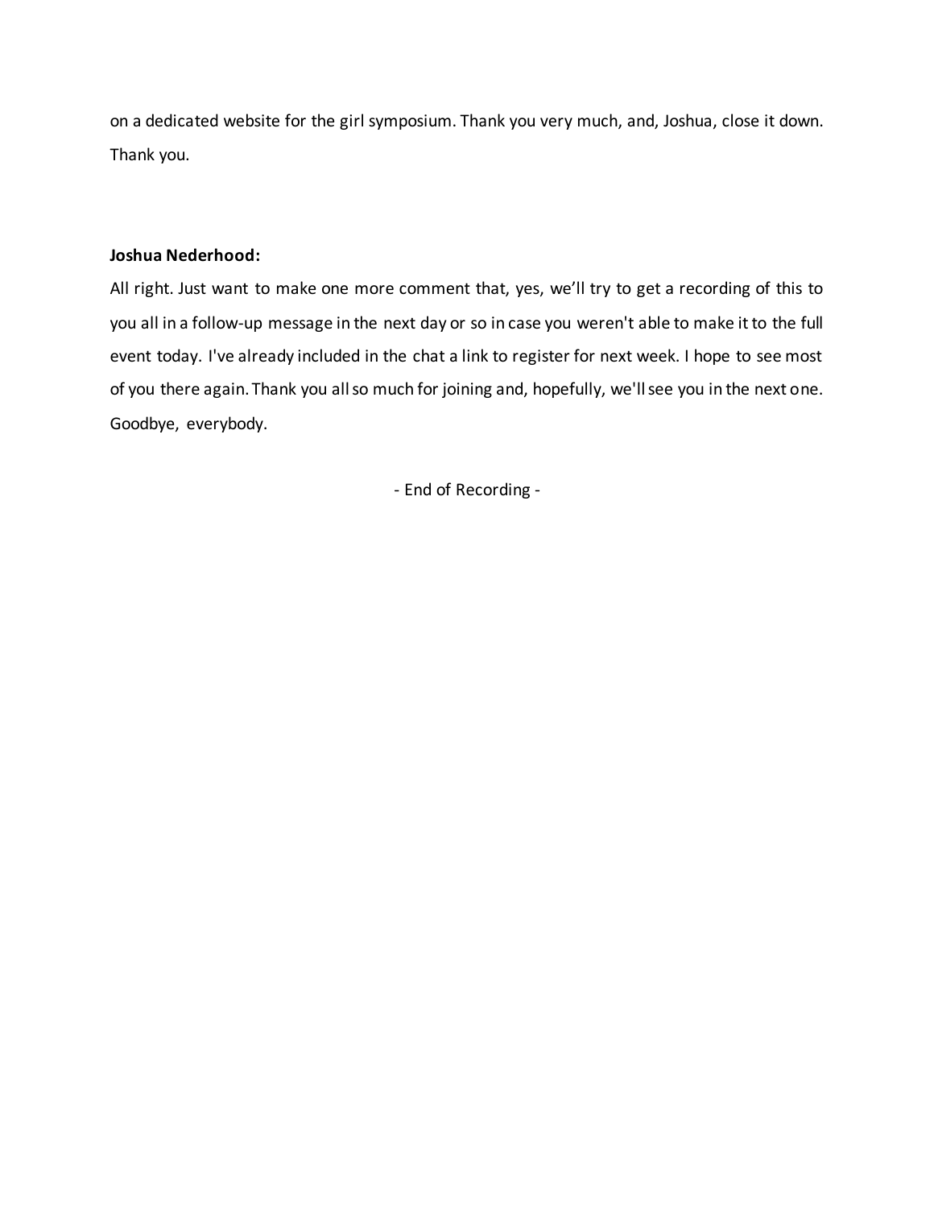on a dedicated website for the girl symposium. Thank you very much, and, Joshua, close it down. Thank you.

**Joshua Nederhood:**

All right. Just want to make one more comment that, yes, we'll try to get a recording of this to you all in a follow-up message in the next day or so in case you weren't able to make it to the full event today. I've already included in the chat a link to register for next week. I hope to see most of you there again. Thank you all so much for joining and, hopefully, we'll see you in the next one. Goodbye, everybody.

- End of Recording -